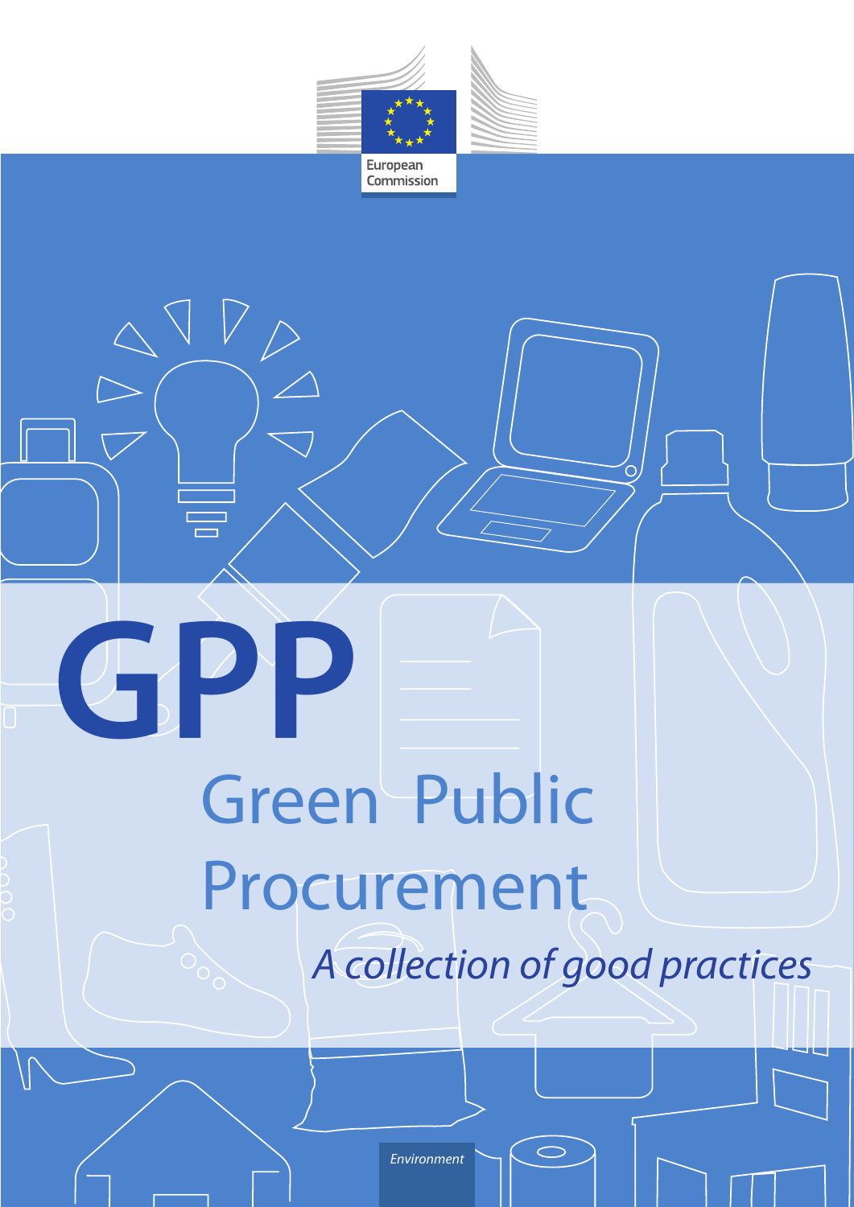European Commission

# GPP

## Green Public Procurement

*A collection of good practices*

Environment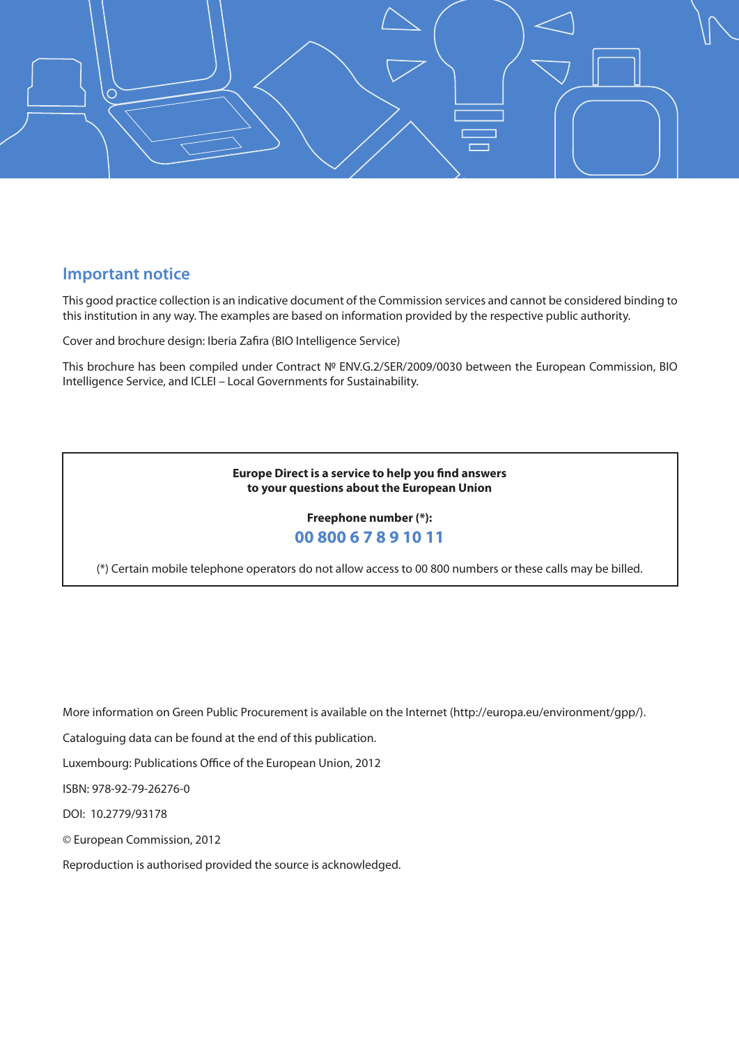## Important notice

This good practice collection is an indicative document of the Commission services and cannot be considered binding to this institution in any way. The examples are based on information provided by the respective public authority.

Cover and brochure design: Iberia Zafira (BIO Intelligence Service)

This brochure has been compiled under Contract № ENV.G.2/SER/2009/0030 between the European Commission, BIO Intelligence Service, and ICLEI – Local Governments for Sustainability.

**Europe Direct is a service to help you find answers to your questions about the European Union**

**Freephone number (*):**

**00 800 6 7 8 9 10 11**

(*) Certain mobile telephone operators do not allow access to 00 800 numbers or these calls may be billed.

More information on Green Public Procurement is available on the Internet (http://europa.eu/environment/gpp/).

Cataloguing data can be found at the end of this publication.

Luxembourg: Publications Office of the European Union, 2012

ISBN: 978-92-79-26276-0

DOI: 10.2779/93178

© European Commission, 2012

Reproduction is authorised provided the source is acknowledged.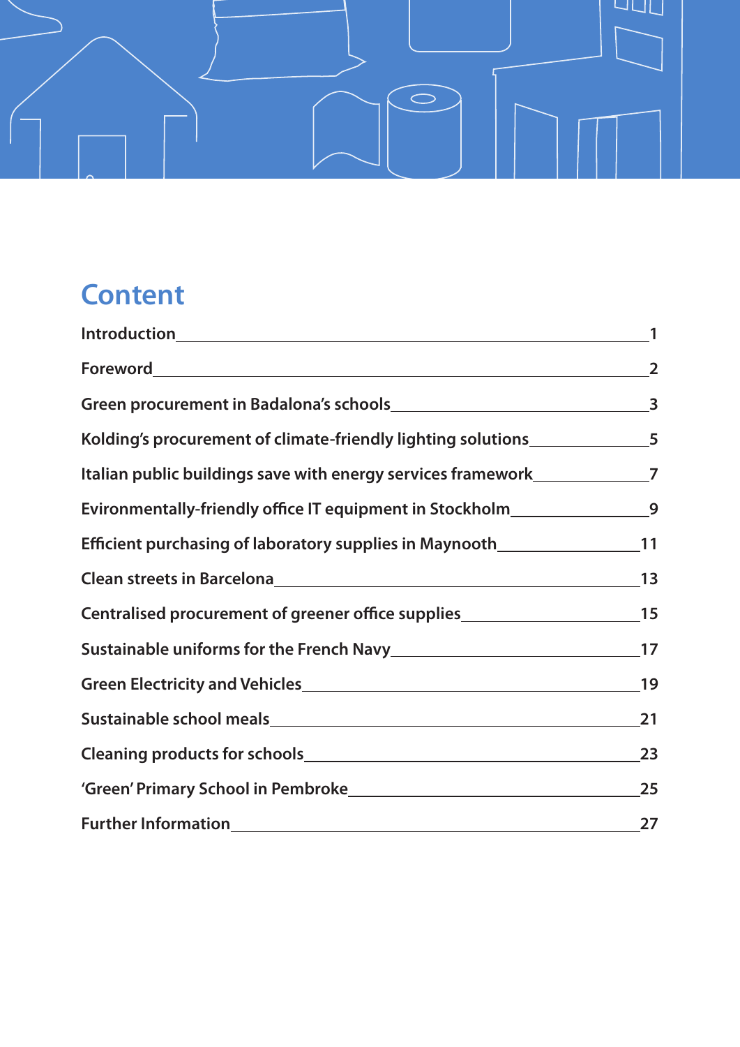# Content

| | |
|---|---|
| Introduction | 1 |
| Foreword | 2 |
| Green procurement in Badalona's schools | 3 |
| Kolding's procurement of climate-friendly lighting solutions | 5 |
| Italian public buildings save with energy services framework | 7 |
| Evironmentally-friendly office IT equipment in Stockholm | 9 |
| Efficient purchasing of laboratory supplies in Maynooth | 11 |
| Clean streets in Barcelona | 13 |
| Centralised procurement of greener office supplies | 15 |
| Sustainable uniforms for the French Navy | 17 |
| Green Electricity and Vehicles | 19 |
| Sustainable school meals | 21 |
| Cleaning products for schools | 23 |
| 'Green' Primary School in Pembroke | 25 |
| Further Information | 27 |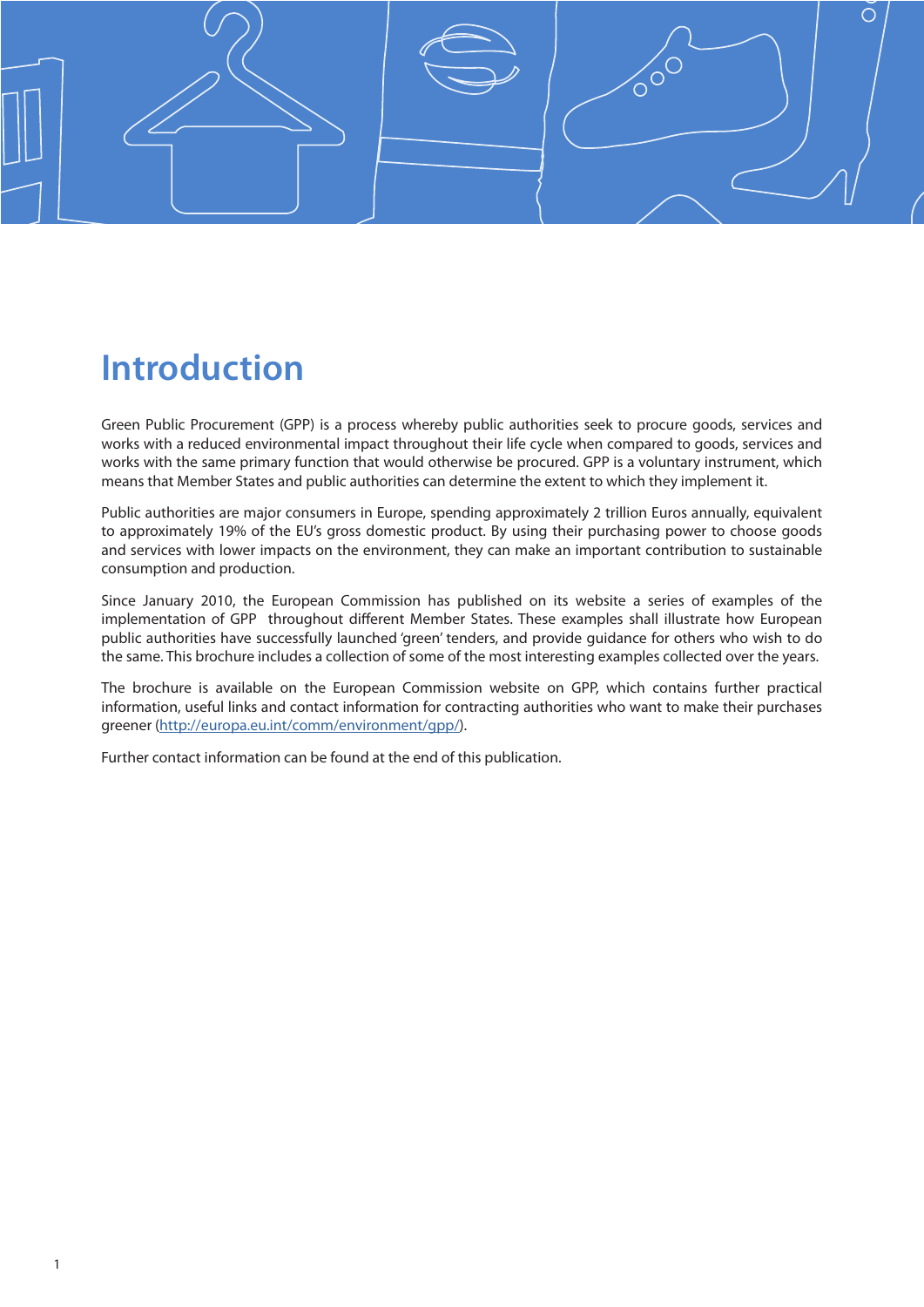# Introduction

Green Public Procurement (GPP) is a process whereby public authorities seek to procure goods, services and works with a reduced environmental impact throughout their life cycle when compared to goods, services and works with the same primary function that would otherwise be procured. GPP is a voluntary instrument, which means that Member States and public authorities can determine the extent to which they implement it.

Public authorities are major consumers in Europe, spending approximately 2 trillion Euros annually, equivalent to approximately 19% of the EU's gross domestic product. By using their purchasing power to choose goods and services with lower impacts on the environment, they can make an important contribution to sustainable consumption and production.

Since January 2010, the European Commission has published on its website a series of examples of the implementation of GPP throughout different Member States. These examples shall illustrate how European public authorities have successfully launched 'green' tenders, and provide guidance for others who wish to do the same. This brochure includes a collection of some of the most interesting examples collected over the years.

The brochure is available on the European Commission website on GPP, which contains further practical information, useful links and contact information for contracting authorities who want to make their purchases greener (http://europa.eu.int/comm/environment/gpp/).

Further contact information can be found at the end of this publication.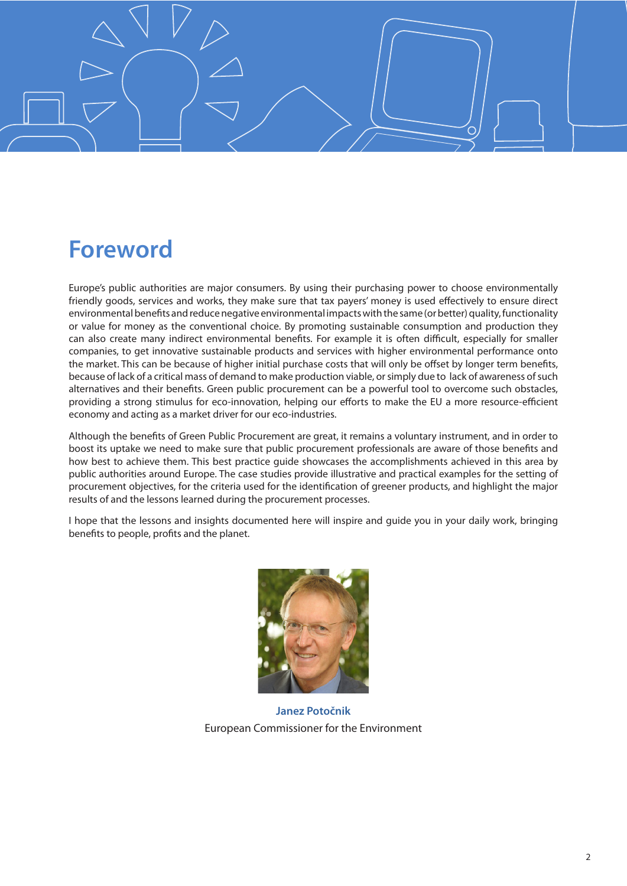# Foreword

Europe's public authorities are major consumers. By using their purchasing power to choose environmentally friendly goods, services and works, they make sure that tax payers' money is used effectively to ensure direct environmental benefits and reduce negative environmental impacts with the same (or better) quality, functionality or value for money as the conventional choice. By promoting sustainable consumption and production they can also create many indirect environmental benefits. For example it is often difficult, especially for smaller companies, to get innovative sustainable products and services with higher environmental performance onto the market. This can be because of higher initial purchase costs that will only be offset by longer term benefits, because of lack of a critical mass of demand to make production viable, or simply due to lack of awareness of such alternatives and their benefits. Green public procurement can be a powerful tool to overcome such obstacles, providing a strong stimulus for eco-innovation, helping our efforts to make the EU a more resource-efficient economy and acting as a market driver for our eco-industries.

Although the benefits of Green Public Procurement are great, it remains a voluntary instrument, and in order to boost its uptake we need to make sure that public procurement professionals are aware of those benefits and how best to achieve them. This best practice guide showcases the accomplishments achieved in this area by public authorities around Europe. The case studies provide illustrative and practical examples for the setting of procurement objectives, for the criteria used for the identification of greener products, and highlight the major results of and the lessons learned during the procurement processes.

I hope that the lessons and insights documented here will inspire and guide you in your daily work, bringing benefits to people, profits and the planet.

**Janez Potočnik**
European Commissioner for the Environment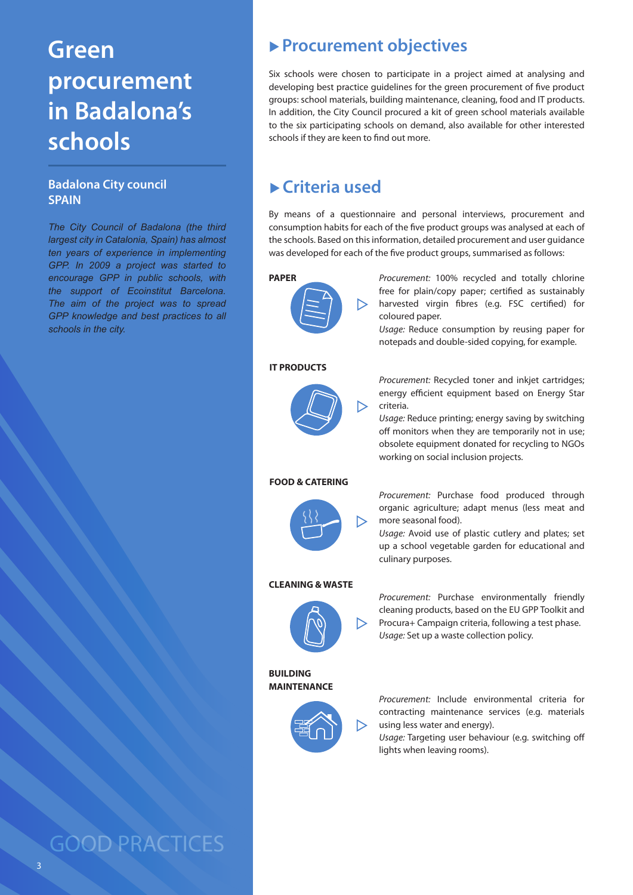# Green procurement in Badalona's schools

### Badalona City council
### SPAIN

*The City Council of Badalona (the third largest city in Catalonia, Spain) has almost ten years of experience in implementing GPP. In 2009 a project was started to encourage GPP in public schools, with the support of Ecoinstitut Barcelona. The aim of the project was to spread GPP knowledge and best practices to all schools in the city.*

## ▸ Procurement objectives

Six schools were chosen to participate in a project aimed at analysing and developing best practice guidelines for the green procurement of five product groups: school materials, building maintenance, cleaning, food and IT products. In addition, the City Council procured a kit of green school materials available to the six participating schools on demand, also available for other interested schools if they are keen to find out more.

## ▸ Criteria used

By means of a questionnaire and personal interviews, procurement and consumption habits for each of the five product groups was analysed at each of the schools. Based on this information, detailed procurement and user guidance was developed for each of the five product groups, summarised as follows:

**PAPER**

*Procurement:* 100% recycled and totally chlorine free for plain/copy paper; certified as sustainably harvested virgin fibres (e.g. FSC certified) for coloured paper.
*Usage:* Reduce consumption by reusing paper for notepads and double-sided copying, for example.

**IT PRODUCTS**

*Procurement:* Recycled toner and inkjet cartridges; energy efficient equipment based on Energy Star criteria.
*Usage:* Reduce printing; energy saving by switching off monitors when they are temporarily not in use; obsolete equipment donated for recycling to NGOs working on social inclusion projects.

**FOOD & CATERING**

*Procurement:* Purchase food produced through organic agriculture; adapt menus (less meat and more seasonal food).
*Usage:* Avoid use of plastic cutlery and plates; set up a school vegetable garden for educational and culinary purposes.

**CLEANING & WASTE**

*Procurement:* Purchase environmentally friendly cleaning products, based on the EU GPP Toolkit and Procura+ Campaign criteria, following a test phase.
*Usage:* Set up a waste collection policy.

**BUILDING MAINTENANCE**

*Procurement:* Include environmental criteria for contracting maintenance services (e.g. materials using less water and energy).
*Usage:* Targeting user behaviour (e.g. switching off lights when leaving rooms).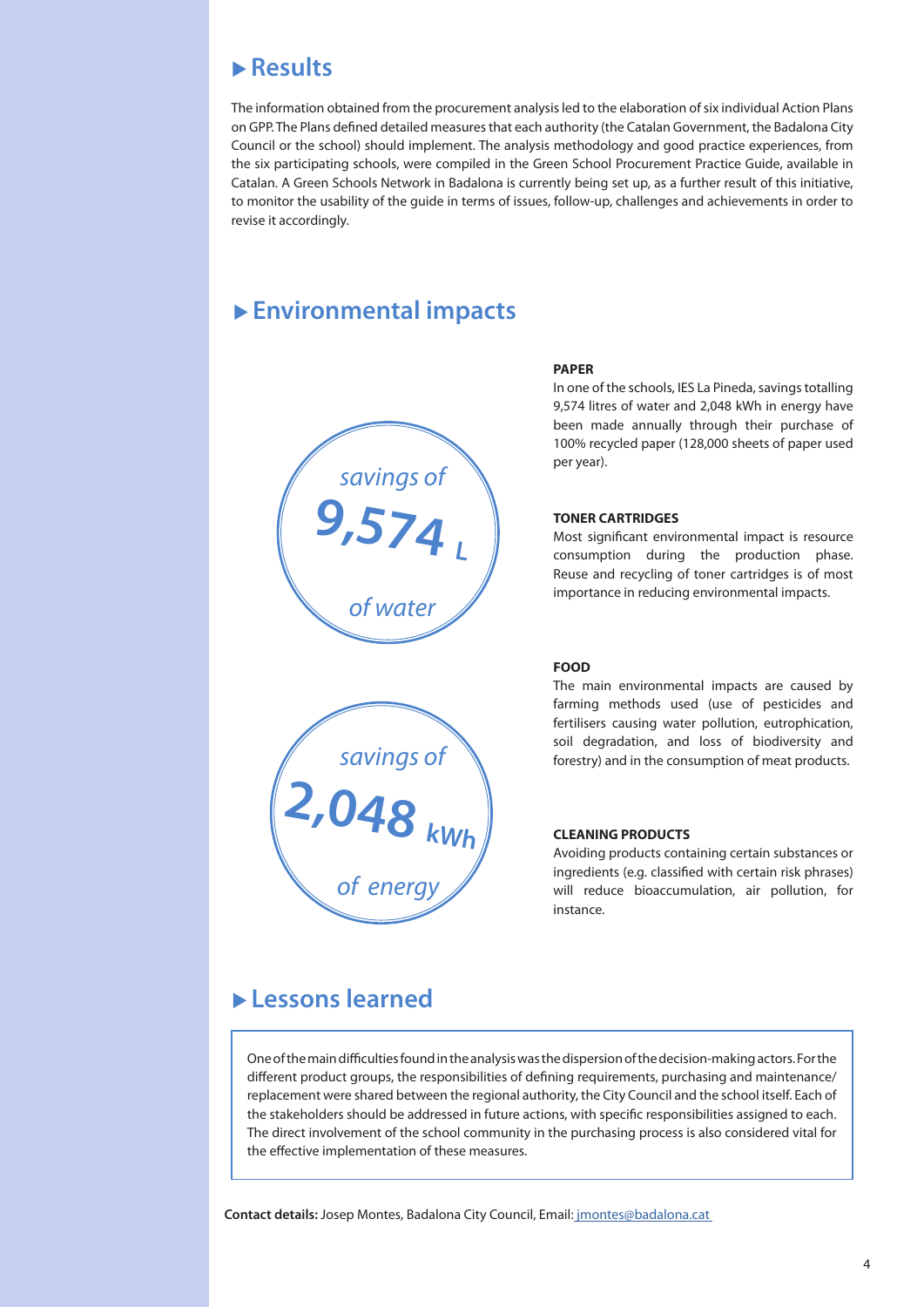## ▶ Results

The information obtained from the procurement analysis led to the elaboration of six individual Action Plans on GPP. The Plans defined detailed measures that each authority (the Catalan Government, the Badalona City Council or the school) should implement. The analysis methodology and good practice experiences, from the six participating schools, were compiled in the Green School Procurement Practice Guide, available in Catalan. A Green Schools Network in Badalona is currently being set up, as a further result of this initiative, to monitor the usability of the guide in terms of issues, follow-up, challenges and achievements in order to revise it accordingly.

## ▶ Environmental impacts

*savings of* **9,574** L *of water*

*savings of* **2,048** kWh *of energy*

**PAPER**

In one of the schools, IES La Pineda, savings totalling 9,574 litres of water and 2,048 kWh in energy have been made annually through their purchase of 100% recycled paper (128,000 sheets of paper used per year).

**TONER CARTRIDGES**

Most significant environmental impact is resource consumption during the production phase. Reuse and recycling of toner cartridges is of most importance in reducing environmental impacts.

**FOOD**

The main environmental impacts are caused by farming methods used (use of pesticides and fertilisers causing water pollution, eutrophication, soil degradation, and loss of biodiversity and forestry) and in the consumption of meat products.

**CLEANING PRODUCTS**

Avoiding products containing certain substances or ingredients (e.g. classified with certain risk phrases) will reduce bioaccumulation, air pollution, for instance.

## ▶ Lessons learned

One of the main difficulties found in the analysis was the dispersion of the decision-making actors. For the different product groups, the responsibilities of defining requirements, purchasing and maintenance/ replacement were shared between the regional authority, the City Council and the school itself. Each of the stakeholders should be addressed in future actions, with specific responsibilities assigned to each. The direct involvement of the school community in the purchasing process is also considered vital for the effective implementation of these measures.

**Contact details:** Josep Montes, Badalona City Council, Email: jmontes@badalona.cat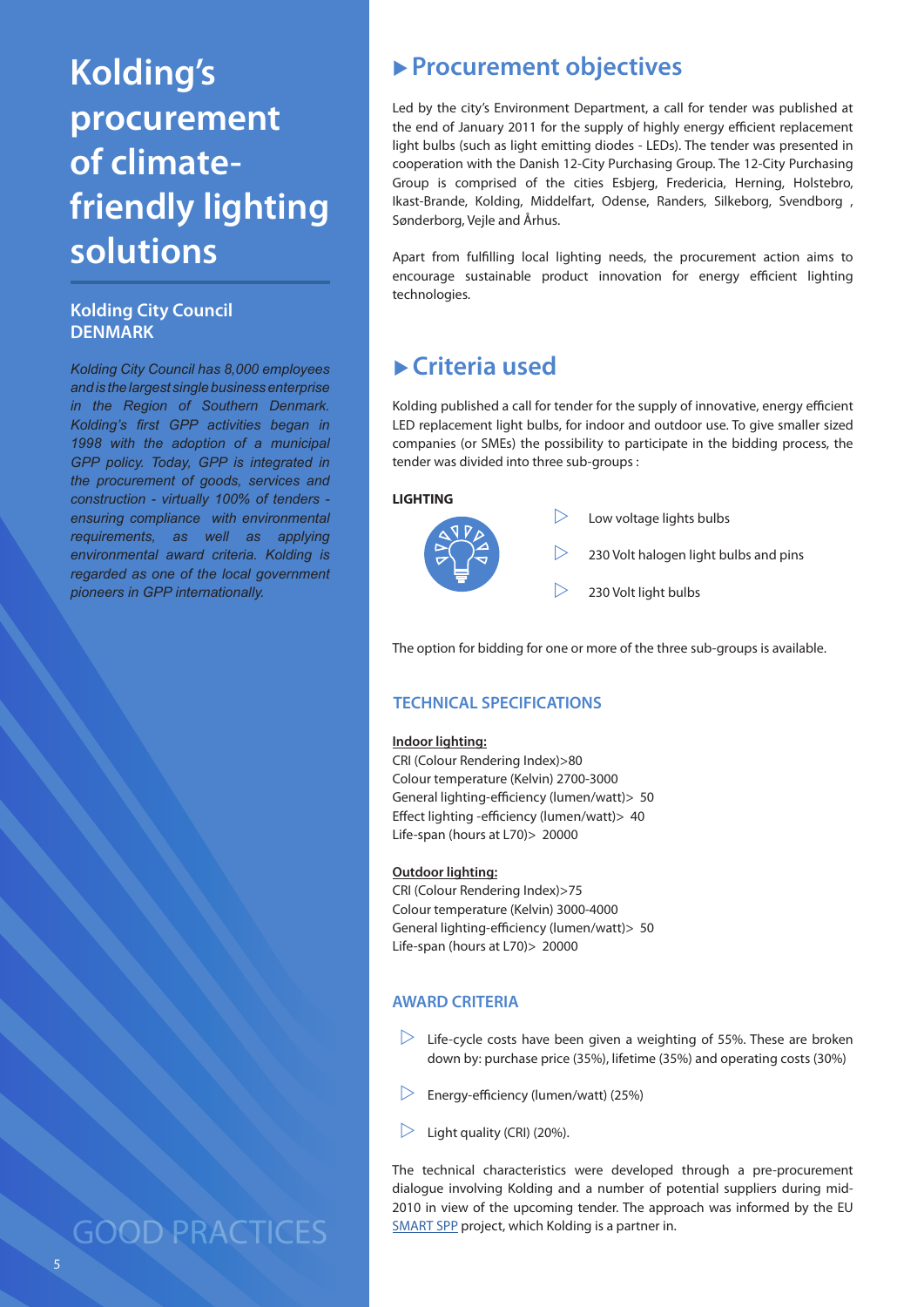# Kolding's procurement of climate-friendly lighting solutions

### Kolding City Council
### DENMARK

*Kolding City Council has 8,000 employees and is the largest single business enterprise in the Region of Southern Denmark. Kolding's first GPP activities began in 1998 with the adoption of a municipal GPP policy. Today, GPP is integrated in the procurement of goods, services and construction - virtually 100% of tenders - ensuring compliance with environmental requirements, as well as applying environmental award criteria. Kolding is regarded as one of the local government pioneers in GPP internationally.*

GOOD PRACTICES

## ▸ Procurement objectives

Led by the city's Environment Department, a call for tender was published at the end of January 2011 for the supply of highly energy efficient replacement light bulbs (such as light emitting diodes - LEDs). The tender was presented in cooperation with the Danish 12-City Purchasing Group. The 12-City Purchasing Group is comprised of the cities Esbjerg, Fredericia, Herning, Holstebro, Ikast-Brande, Kolding, Middelfart, Odense, Randers, Silkeborg, Svendborg , Sønderborg, Vejle and Århus.

Apart from fulfilling local lighting needs, the procurement action aims to encourage sustainable product innovation for energy efficient lighting technologies.

## ▸ Criteria used

Kolding published a call for tender for the supply of innovative, energy efficient LED replacement light bulbs, for indoor and outdoor use. To give smaller sized companies (or SMEs) the possibility to participate in the bidding process, the tender was divided into three sub-groups :

**LIGHTING**

- Low voltage lights bulbs
- 230 Volt halogen light bulbs and pins
- 230 Volt light bulbs

The option for bidding for one or more of the three sub-groups is available.

### TECHNICAL SPECIFICATIONS

**Indoor lighting:**
CRI (Colour Rendering Index)>80
Colour temperature (Kelvin) 2700-3000
General lighting-efficiency (lumen/watt)> 50
Effect lighting -efficiency (lumen/watt)> 40
Life-span (hours at L70)> 20000

**Outdoor lighting:**
CRI (Colour Rendering Index)>75
Colour temperature (Kelvin) 3000-4000
General lighting-efficiency (lumen/watt)> 50
Life-span (hours at L70)> 20000

### AWARD CRITERIA

- Life-cycle costs have been given a weighting of 55%. These are broken down by: purchase price (35%), lifetime (35%) and operating costs (30%)
- Energy-efficiency (lumen/watt) (25%)
- Light quality (CRI) (20%).

The technical characteristics were developed through a pre-procurement dialogue involving Kolding and a number of potential suppliers during mid-2010 in view of the upcoming tender. The approach was informed by the EU SMART SPP project, which Kolding is a partner in.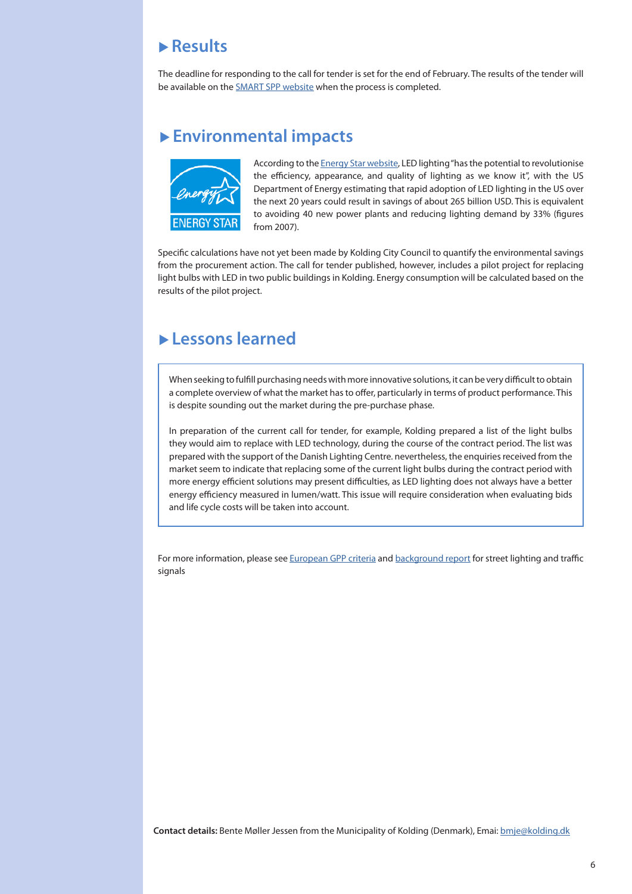## ▶ Results

The deadline for responding to the call for tender is set for the end of February. The results of the tender will be available on the SMART SPP website when the process is completed.

## ▶ Environmental impacts

According to the Energy Star website, LED lighting "has the potential to revolutionise the efficiency, appearance, and quality of lighting as we know it", with the US Department of Energy estimating that rapid adoption of LED lighting in the US over the next 20 years could result in savings of about 265 billion USD. This is equivalent to avoiding 40 new power plants and reducing lighting demand by 33% (figures from 2007).

Specific calculations have not yet been made by Kolding City Council to quantify the environmental savings from the procurement action. The call for tender published, however, includes a pilot project for replacing light bulbs with LED in two public buildings in Kolding. Energy consumption will be calculated based on the results of the pilot project.

## ▶ Lessons learned

When seeking to fulfill purchasing needs with more innovative solutions, it can be very difficult to obtain a complete overview of what the market has to offer, particularly in terms of product performance. This is despite sounding out the market during the pre-purchase phase.

In preparation of the current call for tender, for example, Kolding prepared a list of the light bulbs they would aim to replace with LED technology, during the course of the contract period. The list was prepared with the support of the Danish Lighting Centre. nevertheless, the enquiries received from the market seem to indicate that replacing some of the current light bulbs during the contract period with more energy efficient solutions may present difficulties, as LED lighting does not always have a better energy efficiency measured in lumen/watt. This issue will require consideration when evaluating bids and life cycle costs will be taken into account.

For more information, please see European GPP criteria and background report for street lighting and traffic signals

**Contact details:** Bente Møller Jessen from the Municipality of Kolding (Denmark), Emai: bmje@kolding.dk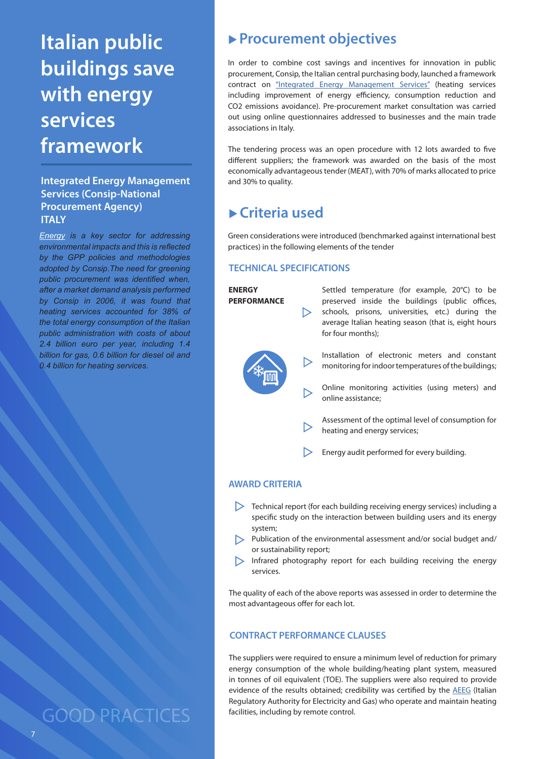# Italian public buildings save with energy services framework

### Integrated Energy Management Services (Consip-National Procurement Agency) ITALY

*Energy is a key sector for addressing environmental impacts and this is reflected by the GPP policies and methodologies adopted by Consip. The need for greening public procurement was identified when, after a market demand analysis performed by Consip in 2006, it was found that heating services accounted for 38% of the total energy consumption of the Italian public administration with costs of about 2.4 billion euro per year, including 1.4 billion for gas, 0.6 billion for diesel oil and 0.4 billion for heating services.*

GOOD PRACTICES

## ▸ Procurement objectives

In order to combine cost savings and incentives for innovation in public procurement, Consip, the Italian central purchasing body, launched a framework contract on "Integrated Energy Management Services" (heating services including improvement of energy efficiency, consumption reduction and $CO_2$ emissions avoidance). Pre-procurement market consultation was carried out using online questionnaires addressed to businesses and the main trade associations in Italy.

The tendering process was an open procedure with 12 lots awarded to five different suppliers; the framework was awarded on the basis of the most economically advantageous tender (MEAT), with 70% of marks allocated to price and 30% to quality.

## ▸ Criteria used

Green considerations were introduced (benchmarked against international best practices) in the following elements of the tender

### TECHNICAL SPECIFICATIONS

**ENERGY PERFORMANCE**

- Settled temperature (for example, 20°C) to be preserved inside the buildings (public offices, schools, prisons, universities, etc.) during the average Italian heating season (that is, eight hours for four months);
- Installation of electronic meters and constant monitoring for indoor temperatures of the buildings;
- Online monitoring activities (using meters) and online assistance;
- Assessment of the optimal level of consumption for heating and energy services;
- Energy audit performed for every building.

### AWARD CRITERIA

- Technical report (for each building receiving energy services) including a specific study on the interaction between building users and its energy system;
- Publication of the environmental assessment and/or social budget and/or sustainability report;
- Infrared photography report for each building receiving the energy services.

The quality of each of the above reports was assessed in order to determine the most advantageous offer for each lot.

### CONTRACT PERFORMANCE CLAUSES

The suppliers were required to ensure a minimum level of reduction for primary energy consumption of the whole building/heating plant system, measured in tonnes of oil equivalent (TOE). The suppliers were also required to provide evidence of the results obtained; credibility was certified by the AEEG (Italian Regulatory Authority for Electricity and Gas) who operate and maintain heating facilities, including by remote control.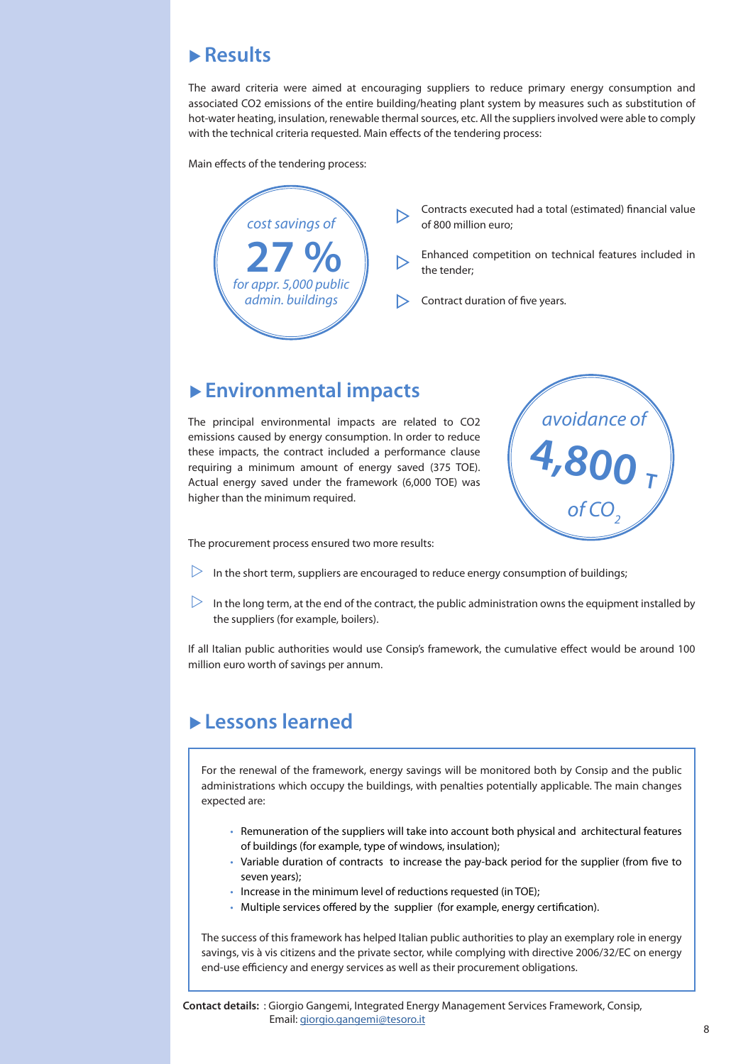## ▶ Results

The award criteria were aimed at encouraging suppliers to reduce primary energy consumption and associated CO2 emissions of the entire building/heating plant system by measures such as substitution of hot-water heating, insulation, renewable thermal sources, etc. All the suppliers involved were able to comply with the technical criteria requested. Main effects of the tendering process:

Main effects of the tendering process:

*cost savings of*
**27 %**
*for appr. 5,000 public admin. buildings*

- Contracts executed had a total (estimated) financial value of 800 million euro;
- Enhanced competition on technical features included in the tender;
- Contract duration of five years.

## ▶ Environmental impacts

The principal environmental impacts are related to CO2 emissions caused by energy consumption. In order to reduce these impacts, the contract included a performance clause requiring a minimum amount of energy saved (375 TOE). Actual energy saved under the framework (6,000 TOE) was higher than the minimum required.

*avoidance of*
**4,800 T**
*of $CO_2$*

The procurement process ensured two more results:

- In the short term, suppliers are encouraged to reduce energy consumption of buildings;
- In the long term, at the end of the contract, the public administration owns the equipment installed by the suppliers (for example, boilers).

If all Italian public authorities would use Consip's framework, the cumulative effect would be around 100 million euro worth of savings per annum.

## ▶ Lessons learned

For the renewal of the framework, energy savings will be monitored both by Consip and the public administrations which occupy the buildings, with penalties potentially applicable. The main changes expected are:

- Remuneration of the suppliers will take into account both physical and architectural features of buildings (for example, type of windows, insulation);
- Variable duration of contracts to increase the pay-back period for the supplier (from five to seven years);
- Increase in the minimum level of reductions requested (in TOE);
- Multiple services offered by the supplier (for example, energy certification).

The success of this framework has helped Italian public authorities to play an exemplary role in energy savings, vis à vis citizens and the private sector, while complying with directive 2006/32/EC on energy end-use efficiency and energy services as well as their procurement obligations.

**Contact details:** : Giorgio Gangemi, Integrated Energy Management Services Framework, Consip, Email: giorgio.gangemi@tesoro.it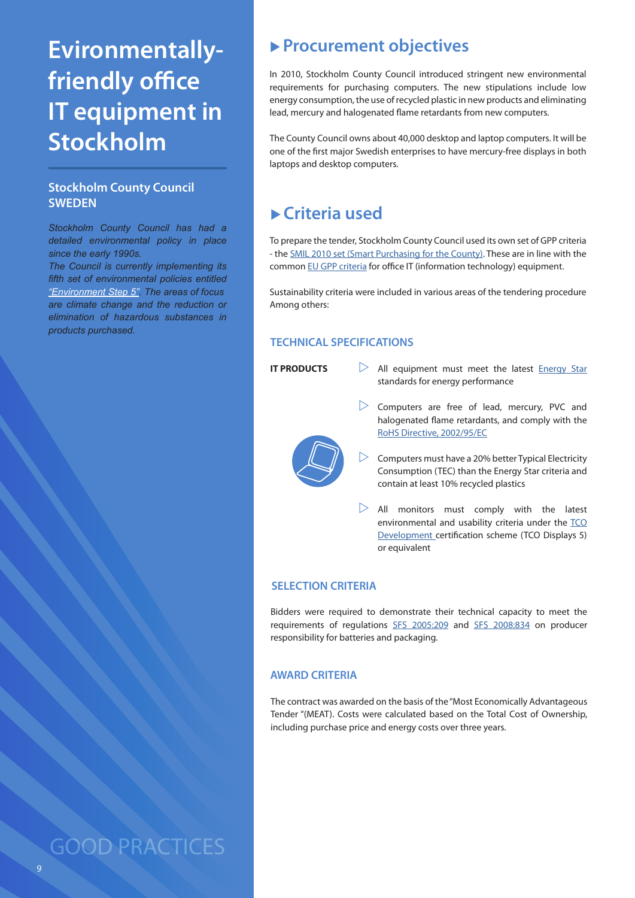# Evironmentally-friendly office IT equipment in Stockholm

## Stockholm County Council SWEDEN

*Stockholm County Council has had a detailed environmental policy in place since the early 1990s. The Council is currently implementing its fifth set of environmental policies entitled "Environment Step 5". The areas of focus are climate change and the reduction or elimination of hazardous substances in products purchased.*

## ▶ Procurement objectives

In 2010, Stockholm County Council introduced stringent new environmental requirements for purchasing computers. The new stipulations include low energy consumption, the use of recycled plastic in new products and eliminating lead, mercury and halogenated flame retardants from new computers.

The County Council owns about 40,000 desktop and laptop computers. It will be one of the first major Swedish enterprises to have mercury-free displays in both laptops and desktop computers.

## ▶ Criteria used

To prepare the tender, Stockholm County Council used its own set of GPP criteria - the SMIL 2010 set (Smart Purchasing for the County). These are in line with the common EU GPP criteria for office IT (information technology) equipment.

Sustainability criteria were included in various areas of the tendering procedure Among others:

### TECHNICAL SPECIFICATIONS

**IT PRODUCTS**

- All equipment must meet the latest Energy Star standards for energy performance
- Computers are free of lead, mercury, PVC and halogenated flame retardants, and comply with the RoHS Directive, 2002/95/EC
- Computers must have a 20% better Typical Electricity Consumption (TEC) than the Energy Star criteria and contain at least 10% recycled plastics
- All monitors must comply with the latest environmental and usability criteria under the TCO Development certification scheme (TCO Displays 5) or equivalent

### SELECTION CRITERIA

Bidders were required to demonstrate their technical capacity to meet the requirements of regulations SFS 2005:209 and SFS 2008:834 on producer responsibility for batteries and packaging.

### AWARD CRITERIA

The contract was awarded on the basis of the "Most Economically Advantageous Tender "(MEAT). Costs were calculated based on the Total Cost of Ownership, including purchase price and energy costs over three years.

GOOD PRACTICES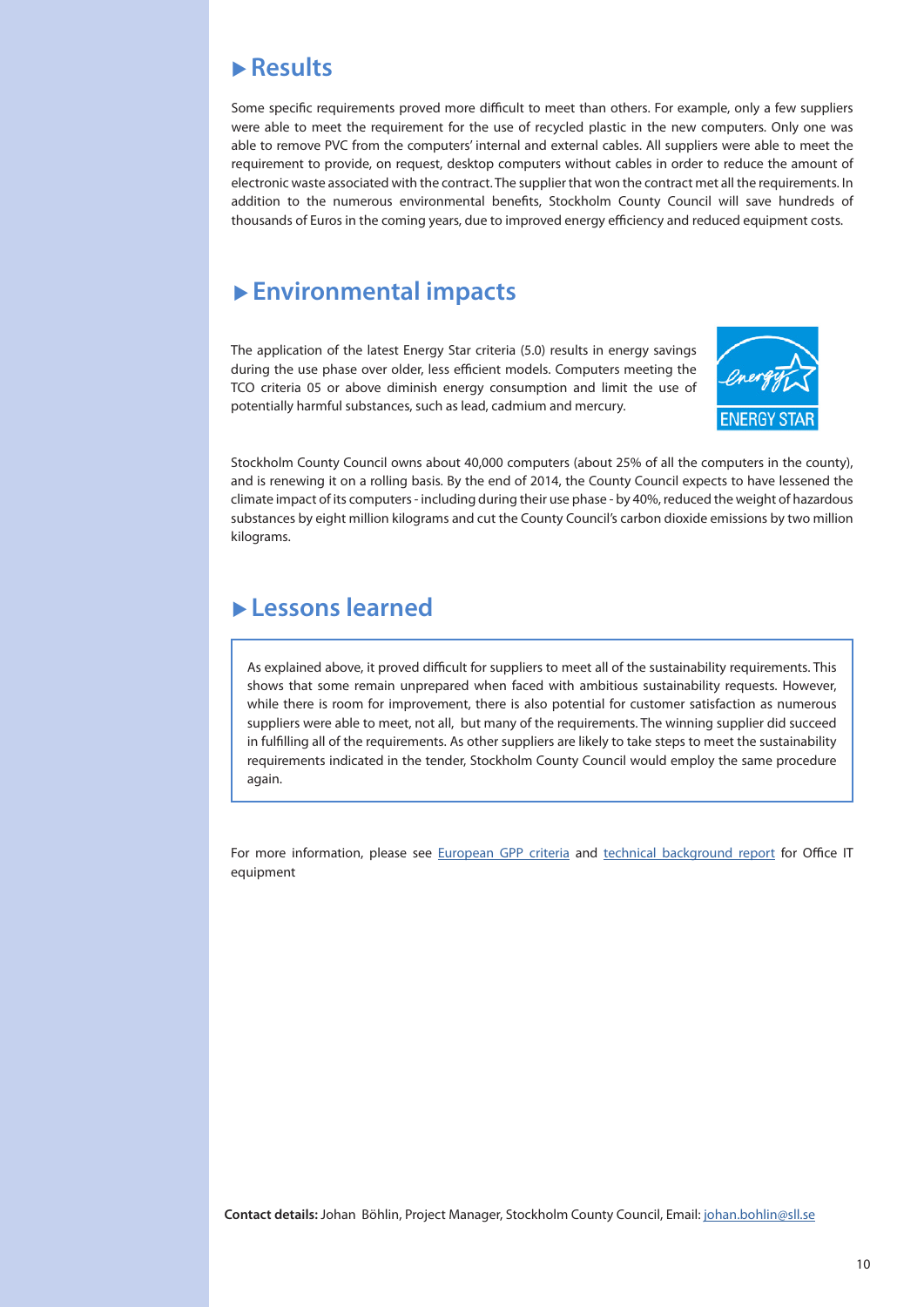## Results

Some specific requirements proved more difficult to meet than others. For example, only a few suppliers were able to meet the requirement for the use of recycled plastic in the new computers. Only one was able to remove PVC from the computers' internal and external cables. All suppliers were able to meet the requirement to provide, on request, desktop computers without cables in order to reduce the amount of electronic waste associated with the contract. The supplier that won the contract met all the requirements. In addition to the numerous environmental benefits, Stockholm County Council will save hundreds of thousands of Euros in the coming years, due to improved energy efficiency and reduced equipment costs.

## Environmental impacts

The application of the latest Energy Star criteria (5.0) results in energy savings during the use phase over older, less efficient models. Computers meeting the TCO criteria 05 or above diminish energy consumption and limit the use of potentially harmful substances, such as lead, cadmium and mercury.

Stockholm County Council owns about 40,000 computers (about 25% of all the computers in the county), and is renewing it on a rolling basis. By the end of 2014, the County Council expects to have lessened the climate impact of its computers - including during their use phase - by 40%, reduced the weight of hazardous substances by eight million kilograms and cut the County Council's carbon dioxide emissions by two million kilograms.

## Lessons learned

As explained above, it proved difficult for suppliers to meet all of the sustainability requirements. This shows that some remain unprepared when faced with ambitious sustainability requests. However, while there is room for improvement, there is also potential for customer satisfaction as numerous suppliers were able to meet, not all, but many of the requirements. The winning supplier did succeed in fulfilling all of the requirements. As other suppliers are likely to take steps to meet the sustainability requirements indicated in the tender, Stockholm County Council would employ the same procedure again.

For more information, please see European GPP criteria and technical background report for Office IT equipment

**Contact details:** Johan Böhlin, Project Manager, Stockholm County Council, Email: johan.bohlin@sll.se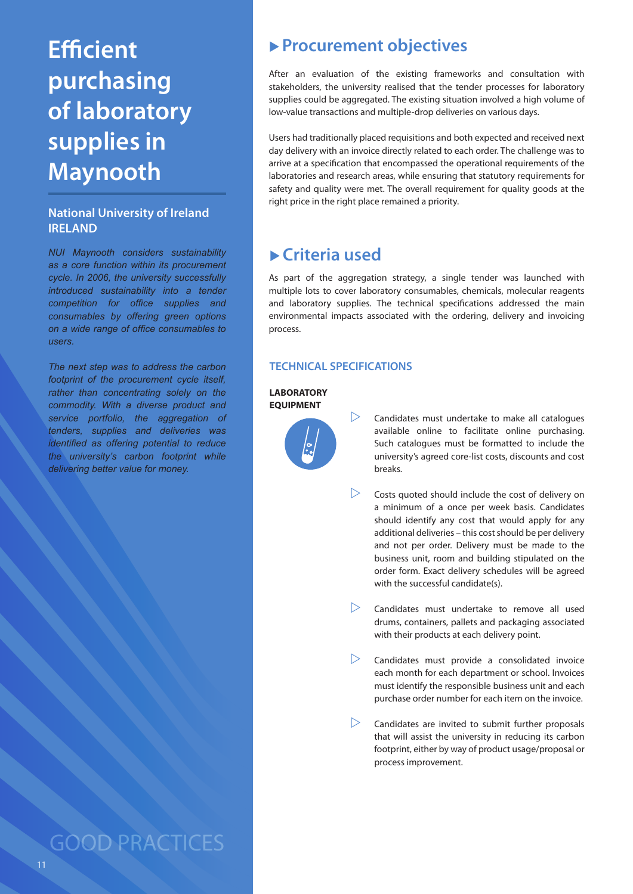# Efficient purchasing of laboratory supplies in Maynooth

### National University of Ireland IRELAND

*NUI Maynooth considers sustainability as a core function within its procurement cycle. In 2006, the university successfully introduced sustainability into a tender competition for office supplies and consumables by offering green options on a wide range of office consumables to users.*

*The next step was to address the carbon footprint of the procurement cycle itself, rather than concentrating solely on the commodity. With a diverse product and service portfolio, the aggregation of tenders, supplies and deliveries was identified as offering potential to reduce the university's carbon footprint while delivering better value for money.*

## Procurement objectives

After an evaluation of the existing frameworks and consultation with stakeholders, the university realised that the tender processes for laboratory supplies could be aggregated. The existing situation involved a high volume of low-value transactions and multiple-drop deliveries on various days.

Users had traditionally placed requisitions and both expected and received next day delivery with an invoice directly related to each order. The challenge was to arrive at a specification that encompassed the operational requirements of the laboratories and research areas, while ensuring that statutory requirements for safety and quality were met. The overall requirement for quality goods at the right price in the right place remained a priority.

## Criteria used

As part of the aggregation strategy, a single tender was launched with multiple lots to cover laboratory consumables, chemicals, molecular reagents and laboratory supplies. The technical specifications addressed the main environmental impacts associated with the ordering, delivery and invoicing process.

### TECHNICAL SPECIFICATIONS

**LABORATORY EQUIPMENT**

- Candidates must undertake to make all catalogues available online to facilitate online purchasing. Such catalogues must be formatted to include the university's agreed core-list costs, discounts and cost breaks.
- Costs quoted should include the cost of delivery on a minimum of a once per week basis. Candidates should identify any cost that would apply for any additional deliveries – this cost should be per delivery and not per order. Delivery must be made to the business unit, room and building stipulated on the order form. Exact delivery schedules will be agreed with the successful candidate(s).
- Candidates must undertake to remove all used drums, containers, pallets and packaging associated with their products at each delivery point.
- Candidates must provide a consolidated invoice each month for each department or school. Invoices must identify the responsible business unit and each purchase order number for each item on the invoice.
- Candidates are invited to submit further proposals that will assist the university in reducing its carbon footprint, either by way of product usage/proposal or process improvement.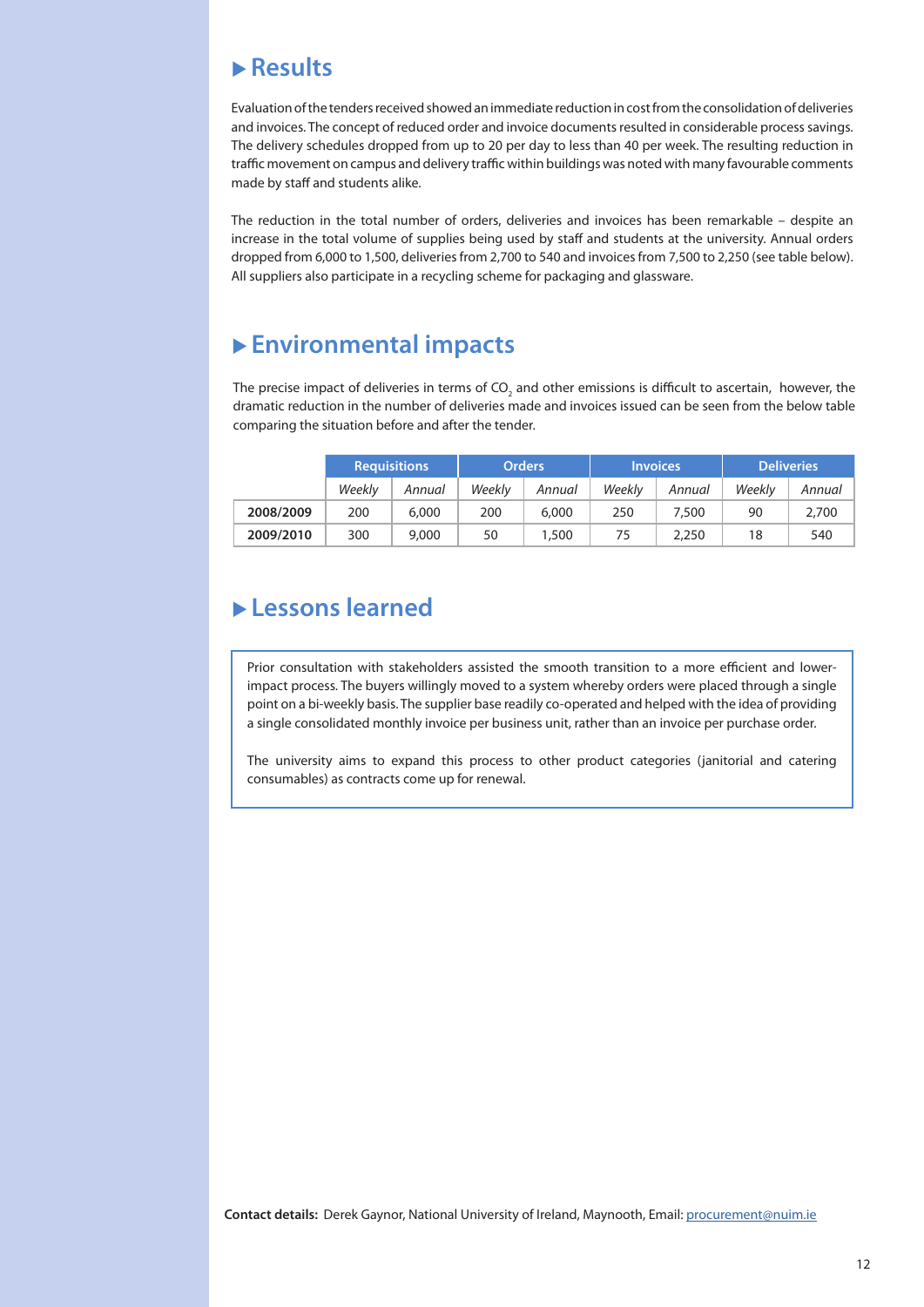## ▶ Results

Evaluation of the tenders received showed an immediate reduction in cost from the consolidation of deliveries and invoices. The concept of reduced order and invoice documents resulted in considerable process savings. The delivery schedules dropped from up to 20 per day to less than 40 per week. The resulting reduction in traffic movement on campus and delivery traffic within buildings was noted with many favourable comments made by staff and students alike.

The reduction in the total number of orders, deliveries and invoices has been remarkable – despite an increase in the total volume of supplies being used by staff and students at the university. Annual orders dropped from 6,000 to 1,500, deliveries from 2,700 to 540 and invoices from 7,500 to 2,250 (see table below). All suppliers also participate in a recycling scheme for packaging and glassware.

## ▶ Environmental impacts

The precise impact of deliveries in terms of $CO_2$ and other emissions is difficult to ascertain, however, the dramatic reduction in the number of deliveries made and invoices issued can be seen from the below table comparing the situation before and after the tender.

| | Requisitions | | Orders | | Invoices | | Deliveries | |
|---|---|---|---|---|---|---|---|---|
| | *Weekly* | *Annual* | *Weekly* | *Annual* | *Weekly* | *Annual* | *Weekly* | *Annual* |
| **2008/2009** | 200 | 6,000 | 200 | 6,000 | 250 | 7,500 | 90 | 2,700 |
| **2009/2010** | 300 | 9,000 | 50 | 1,500 | 75 | 2,250 | 18 | 540 |

## ▶ Lessons learned

Prior consultation with stakeholders assisted the smooth transition to a more efficient and lower-impact process. The buyers willingly moved to a system whereby orders were placed through a single point on a bi-weekly basis. The supplier base readily co-operated and helped with the idea of providing a single consolidated monthly invoice per business unit, rather than an invoice per purchase order.

The university aims to expand this process to other product categories (janitorial and catering consumables) as contracts come up for renewal.

**Contact details:** Derek Gaynor, National University of Ireland, Maynooth, Email: procurement@nuim.ie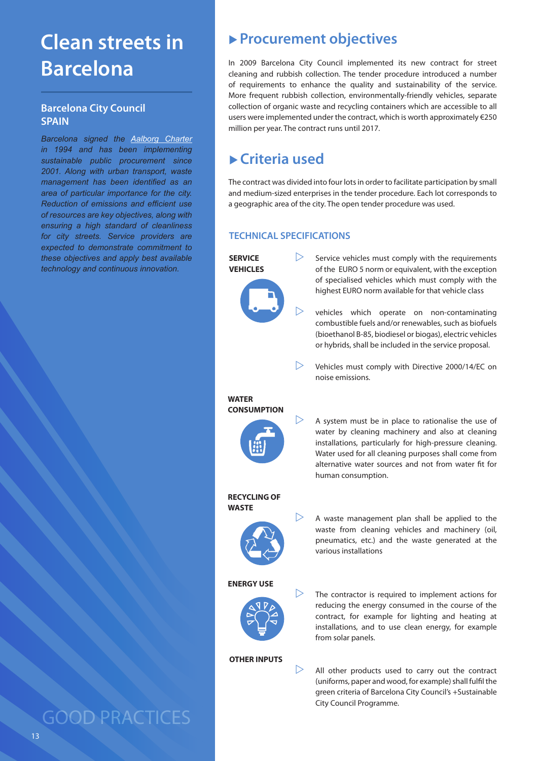# Clean streets in Barcelona

## Barcelona City Council SPAIN

*Barcelona signed the [Aalborg Charter](#) in 1994 and has been implementing sustainable public procurement since 2001. Along with urban transport, waste management has been identified as an area of particular importance for the city. Reduction of emissions and efficient use of resources are key objectives, along with ensuring a high standard of cleanliness for city streets. Service providers are expected to demonstrate commitment to these objectives and apply best available technology and continuous innovation.*

GOOD PRACTICES

## Procurement objectives

In 2009 Barcelona City Council implemented its new contract for street cleaning and rubbish collection. The tender procedure introduced a number of requirements to enhance the quality and sustainability of the service. More frequent rubbish collection, environmentally-friendly vehicles, separate collection of organic waste and recycling containers which are accessible to all users were implemented under the contract, which is worth approximately €250 million per year. The contract runs until 2017.

## Criteria used

The contract was divided into four lots in order to facilitate participation by small and medium-sized enterprises in the tender procedure. Each lot corresponds to a geographic area of the city. The open tender procedure was used.

### TECHNICAL SPECIFICATIONS

**SERVICE VEHICLES**

- Service vehicles must comply with the requirements of the EURO 5 norm or equivalent, with the exception of specialised vehicles which must comply with the highest EURO norm available for that vehicle class
- vehicles which operate on non-contaminating combustible fuels and/or renewables, such as biofuels (bioethanol B-85, biodiesel or biogas), electric vehicles or hybrids, shall be included in the service proposal.
- Vehicles must comply with Directive 2000/14/EC on noise emissions.

**WATER CONSUMPTION**

- A system must be in place to rationalise the use of water by cleaning machinery and also at cleaning installations, particularly for high-pressure cleaning. Water used for all cleaning purposes shall come from alternative water sources and not from water fit for human consumption.

**RECYCLING OF WASTE**

- A waste management plan shall be applied to the waste from cleaning vehicles and machinery (oil, pneumatics, etc.) and the waste generated at the various installations

**ENERGY USE**

- The contractor is required to implement actions for reducing the energy consumed in the course of the contract, for example for lighting and heating at installations, and to use clean energy, for example from solar panels.

**OTHER INPUTS**

- All other products used to carry out the contract (uniforms, paper and wood, for example) shall fulfil the green criteria of Barcelona City Council's +Sustainable City Council Programme.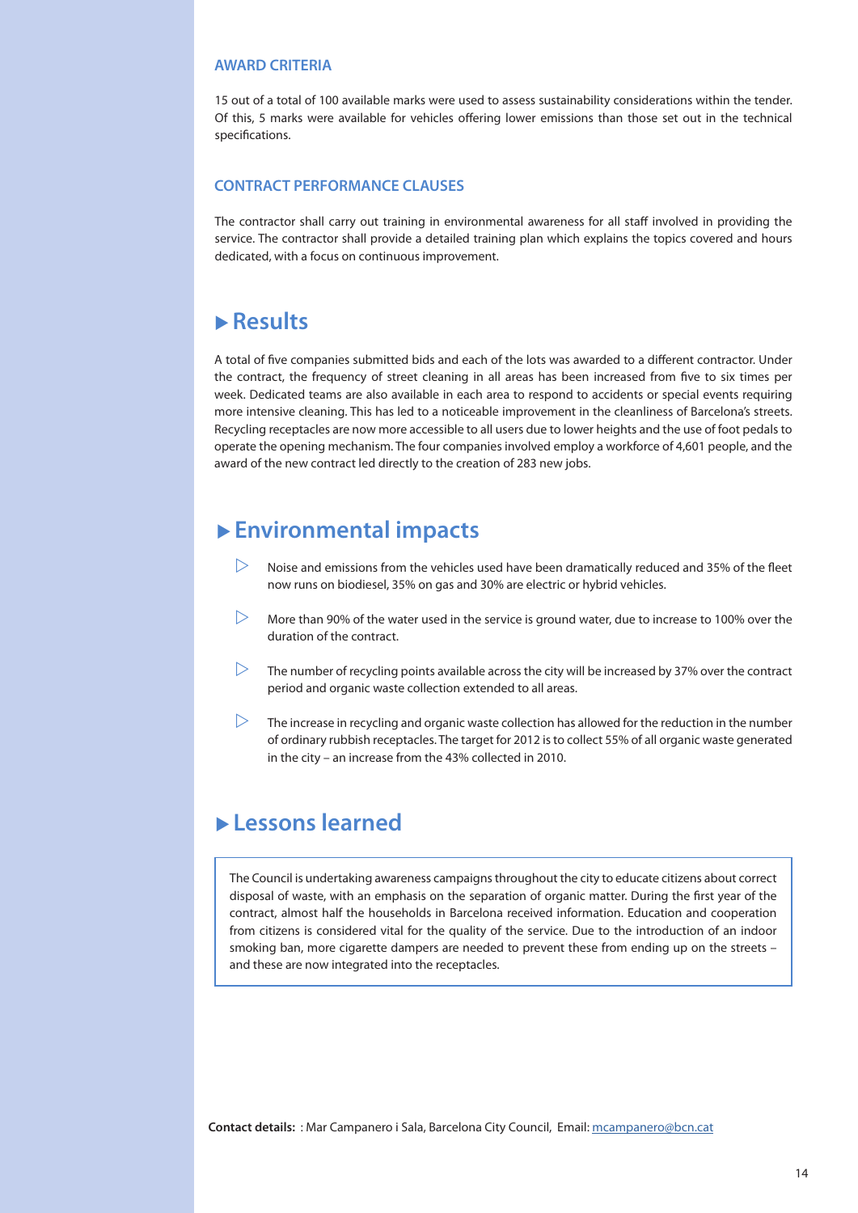### AWARD CRITERIA

15 out of a total of 100 available marks were used to assess sustainability considerations within the tender. Of this, 5 marks were available for vehicles offering lower emissions than those set out in the technical specifications.

### CONTRACT PERFORMANCE CLAUSES

The contractor shall carry out training in environmental awareness for all staff involved in providing the service. The contractor shall provide a detailed training plan which explains the topics covered and hours dedicated, with a focus on continuous improvement.

## ▶ Results

A total of five companies submitted bids and each of the lots was awarded to a different contractor. Under the contract, the frequency of street cleaning in all areas has been increased from five to six times per week. Dedicated teams are also available in each area to respond to accidents or special events requiring more intensive cleaning. This has led to a noticeable improvement in the cleanliness of Barcelona's streets. Recycling receptacles are now more accessible to all users due to lower heights and the use of foot pedals to operate the opening mechanism. The four companies involved employ a workforce of 4,601 people, and the award of the new contract led directly to the creation of 283 new jobs.

## ▶ Environmental impacts

- Noise and emissions from the vehicles used have been dramatically reduced and 35% of the fleet now runs on biodiesel, 35% on gas and 30% are electric or hybrid vehicles.
- More than 90% of the water used in the service is ground water, due to increase to 100% over the duration of the contract.
- The number of recycling points available across the city will be increased by 37% over the contract period and organic waste collection extended to all areas.
- The increase in recycling and organic waste collection has allowed for the reduction in the number of ordinary rubbish receptacles. The target for 2012 is to collect 55% of all organic waste generated in the city – an increase from the 43% collected in 2010.

## ▶ Lessons learned

The Council is undertaking awareness campaigns throughout the city to educate citizens about correct disposal of waste, with an emphasis on the separation of organic matter. During the first year of the contract, almost half the households in Barcelona received information. Education and cooperation from citizens is considered vital for the quality of the service. Due to the introduction of an indoor smoking ban, more cigarette dampers are needed to prevent these from ending up on the streets – and these are now integrated into the receptacles.

**Contact details:** : Mar Campanero i Sala, Barcelona City Council, Email: mcampanero@bcn.cat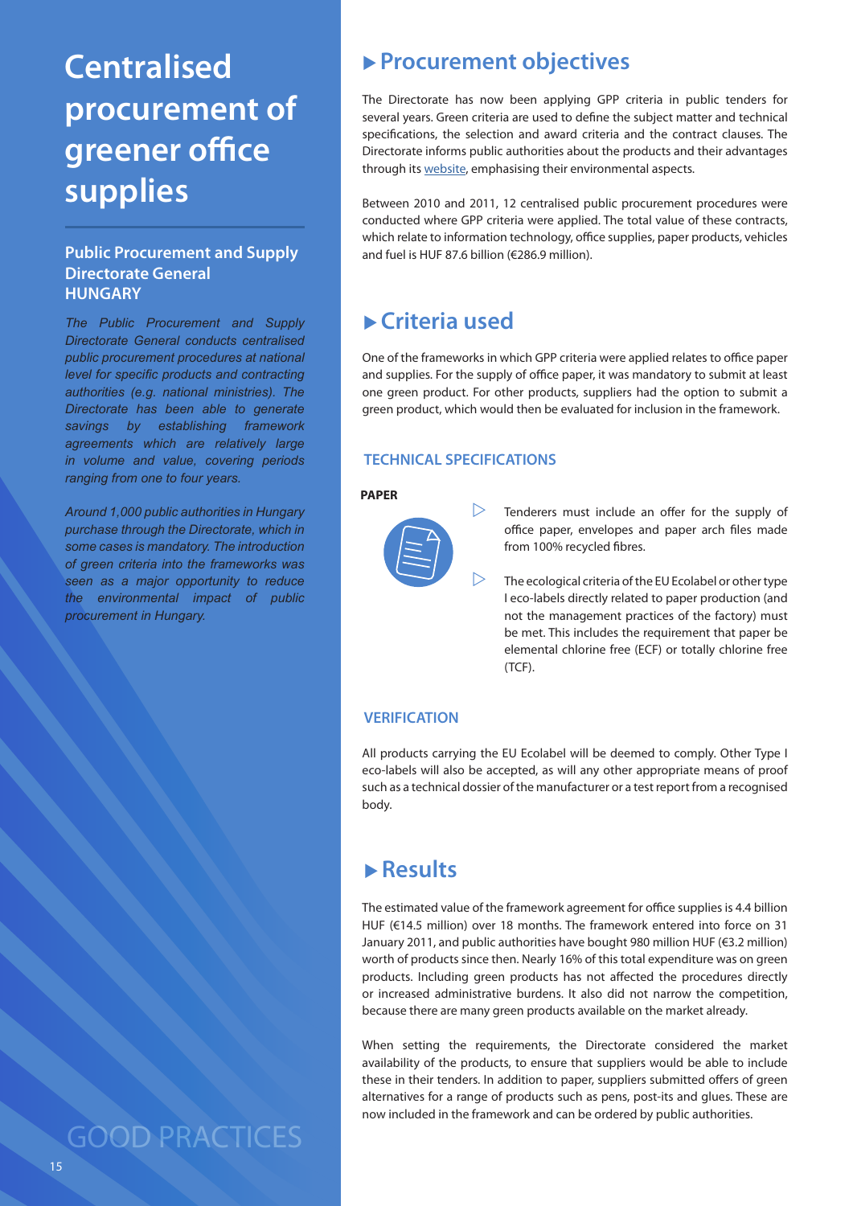# Centralised procurement of greener office supplies

## Public Procurement and Supply Directorate General HUNGARY

*The Public Procurement and Supply Directorate General conducts centralised public procurement procedures at national level for specific products and contracting authorities (e.g. national ministries). The Directorate has been able to generate savings by establishing framework agreements which are relatively large in volume and value, covering periods ranging from one to four years.*

*Around 1,000 public authorities in Hungary purchase through the Directorate, which in some cases is mandatory. The introduction of green criteria into the frameworks was seen as a major opportunity to reduce the environmental impact of public procurement in Hungary.*

## ▶ Procurement objectives

The Directorate has now been applying GPP criteria in public tenders for several years. Green criteria are used to define the subject matter and technical specifications, the selection and award criteria and the contract clauses. The Directorate informs public authorities about the products and their advantages through its website, emphasising their environmental aspects.

Between 2010 and 2011, 12 centralised public procurement procedures were conducted where GPP criteria were applied. The total value of these contracts, which relate to information technology, office supplies, paper products, vehicles and fuel is HUF 87.6 billion (€286.9 million).

## ▶ Criteria used

One of the frameworks in which GPP criteria were applied relates to office paper and supplies. For the supply of office paper, it was mandatory to submit at least one green product. For other products, suppliers had the option to submit a green product, which would then be evaluated for inclusion in the framework.

### TECHNICAL SPECIFICATIONS

**PAPER**

- Tenderers must include an offer for the supply of office paper, envelopes and paper arch files made from 100% recycled fibres.
- The ecological criteria of the EU Ecolabel or other type I eco-labels directly related to paper production (and not the management practices of the factory) must be met. This includes the requirement that paper be elemental chlorine free (ECF) or totally chlorine free (TCF).

### VERIFICATION

All products carrying the EU Ecolabel will be deemed to comply. Other Type I eco-labels will also be accepted, as will any other appropriate means of proof such as a technical dossier of the manufacturer or a test report from a recognised body.

## ▶ Results

The estimated value of the framework agreement for office supplies is 4.4 billion HUF (€14.5 million) over 18 months. The framework entered into force on 31 January 2011, and public authorities have bought 980 million HUF (€3.2 million) worth of products since then. Nearly 16% of this total expenditure was on green products. Including green products has not affected the procedures directly or increased administrative burdens. It also did not narrow the competition, because there are many green products available on the market already.

When setting the requirements, the Directorate considered the market availability of the products, to ensure that suppliers would be able to include these in their tenders. In addition to paper, suppliers submitted offers of green alternatives for a range of products such as pens, post-its and glues. These are now included in the framework and can be ordered by public authorities.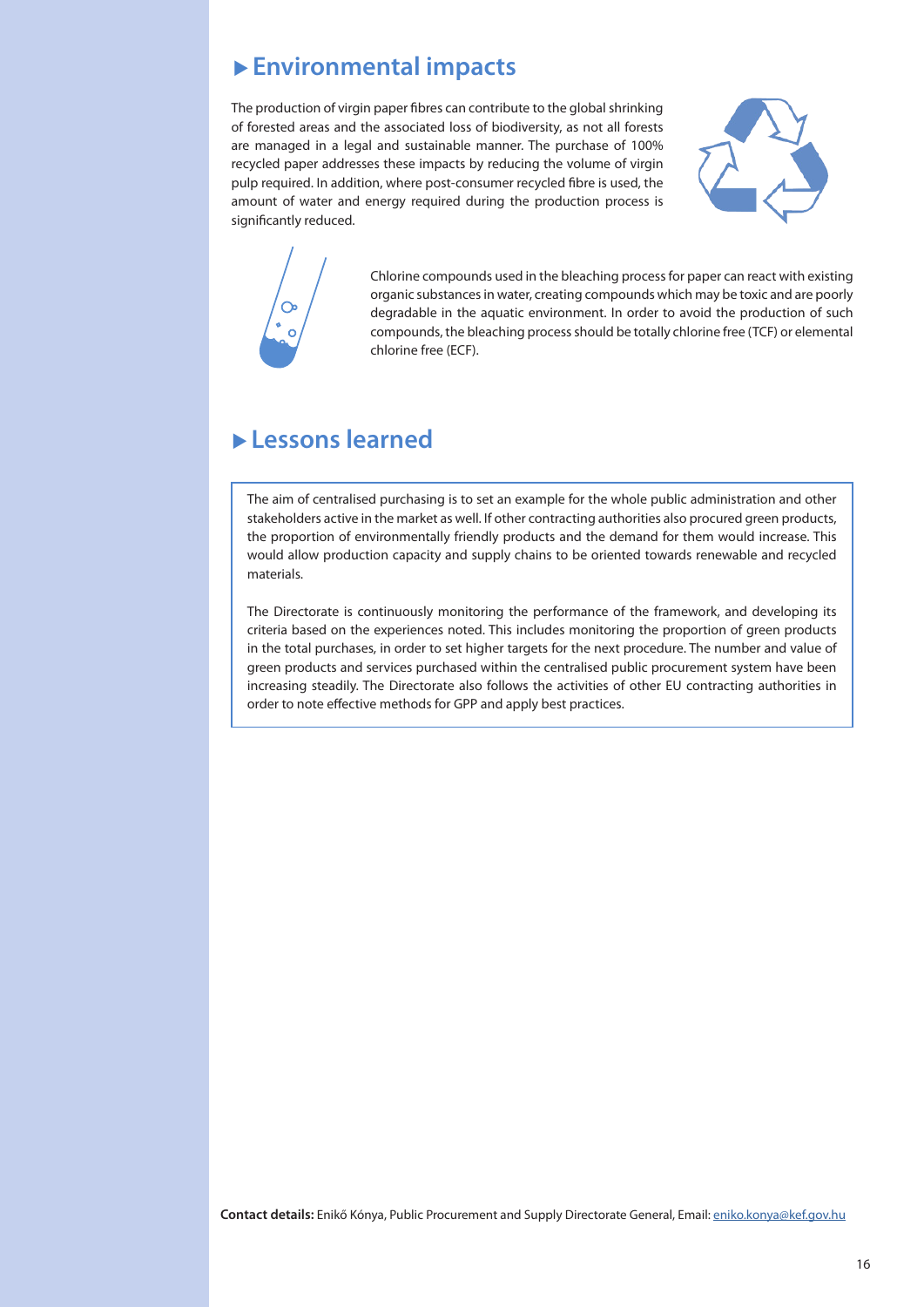## ▶ Environmental impacts

The production of virgin paper fibres can contribute to the global shrinking of forested areas and the associated loss of biodiversity, as not all forests are managed in a legal and sustainable manner. The purchase of 100% recycled paper addresses these impacts by reducing the volume of virgin pulp required. In addition, where post-consumer recycled fibre is used, the amount of water and energy required during the production process is significantly reduced.

Chlorine compounds used in the bleaching process for paper can react with existing organic substances in water, creating compounds which may be toxic and are poorly degradable in the aquatic environment. In order to avoid the production of such compounds, the bleaching process should be totally chlorine free (TCF) or elemental chlorine free (ECF).

## ▶ Lessons learned

The aim of centralised purchasing is to set an example for the whole public administration and other stakeholders active in the market as well. If other contracting authorities also procured green products, the proportion of environmentally friendly products and the demand for them would increase. This would allow production capacity and supply chains to be oriented towards renewable and recycled materials.

The Directorate is continuously monitoring the performance of the framework, and developing its criteria based on the experiences noted. This includes monitoring the proportion of green products in the total purchases, in order to set higher targets for the next procedure. The number and value of green products and services purchased within the centralised public procurement system have been increasing steadily. The Directorate also follows the activities of other EU contracting authorities in order to note effective methods for GPP and apply best practices.

**Contact details:** Enikő Kónya, Public Procurement and Supply Directorate General, Email: eniko.konya@kef.gov.hu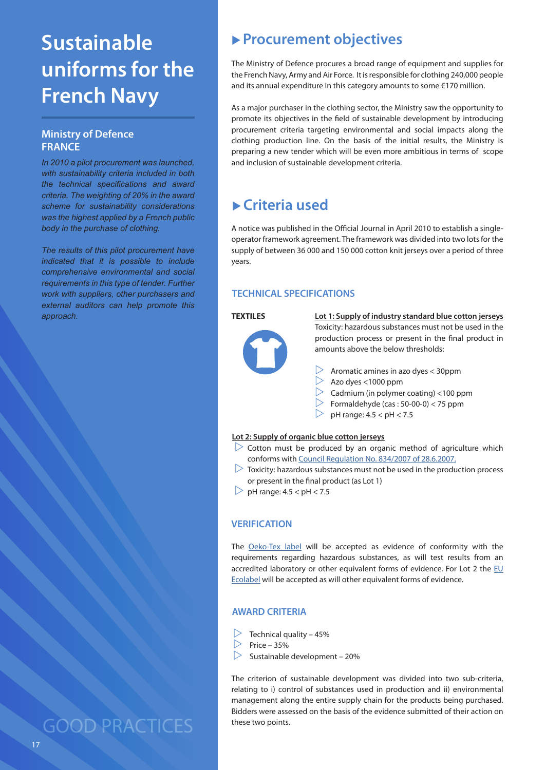# Sustainable uniforms for the French Navy

## Ministry of Defence FRANCE

*In 2010 a pilot procurement was launched, with sustainability criteria included in both the technical specifications and award criteria. The weighting of 20% in the award scheme for sustainability considerations was the highest applied by a French public body in the purchase of clothing.*

*The results of this pilot procurement have indicated that it is possible to include comprehensive environmental and social requirements in this type of tender. Further work with suppliers, other purchasers and external auditors can help promote this approach.*

GOOD PRACTICES

## ▶ Procurement objectives

The Ministry of Defence procures a broad range of equipment and supplies for the French Navy, Army and Air Force. It is responsible for clothing 240,000 people and its annual expenditure in this category amounts to some €170 million.

As a major purchaser in the clothing sector, the Ministry saw the opportunity to promote its objectives in the field of sustainable development by introducing procurement criteria targeting environmental and social impacts along the clothing production line. On the basis of the initial results, the Ministry is preparing a new tender which will be even more ambitious in terms of scope and inclusion of sustainable development criteria.

## ▶ Criteria used

A notice was published in the Official Journal in April 2010 to establish a single-operator framework agreement. The framework was divided into two lots for the supply of between 36 000 and 150 000 cotton knit jerseys over a period of three years.

### TECHNICAL SPECIFICATIONS

**TEXTILES**

**Lot 1: Supply of industry standard blue cotton jerseys**

Toxicity: hazardous substances must not be used in the production process or present in the final product in amounts above the below thresholds:

- Aromatic amines in azo dyes < 30ppm
- Azo dyes <1000 ppm
- Cadmium (in polymer coating) <100 ppm
- Formaldehyde (cas : 50-00-0) < 75 ppm
- pH range: 4.5 < pH < 7.5

**Lot 2: Supply of organic blue cotton jerseys**

- Cotton must be produced by an organic method of agriculture which conforms with Council Regulation No. 834/2007 of 28.6.2007.
- Toxicity: hazardous substances must not be used in the production process or present in the final product (as Lot 1)
- pH range: 4.5 < pH < 7.5

### VERIFICATION

The Oeko-Tex label will be accepted as evidence of conformity with the requirements regarding hazardous substances, as will test results from an accredited laboratory or other equivalent forms of evidence. For Lot 2 the EU Ecolabel will be accepted as will other equivalent forms of evidence.

### AWARD CRITERIA

- Technical quality – 45%
- Price – 35%
- Sustainable development – 20%

The criterion of sustainable development was divided into two sub-criteria, relating to i) control of substances used in production and ii) environmental management along the entire supply chain for the products being purchased. Bidders were assessed on the basis of the evidence submitted of their action on these two points.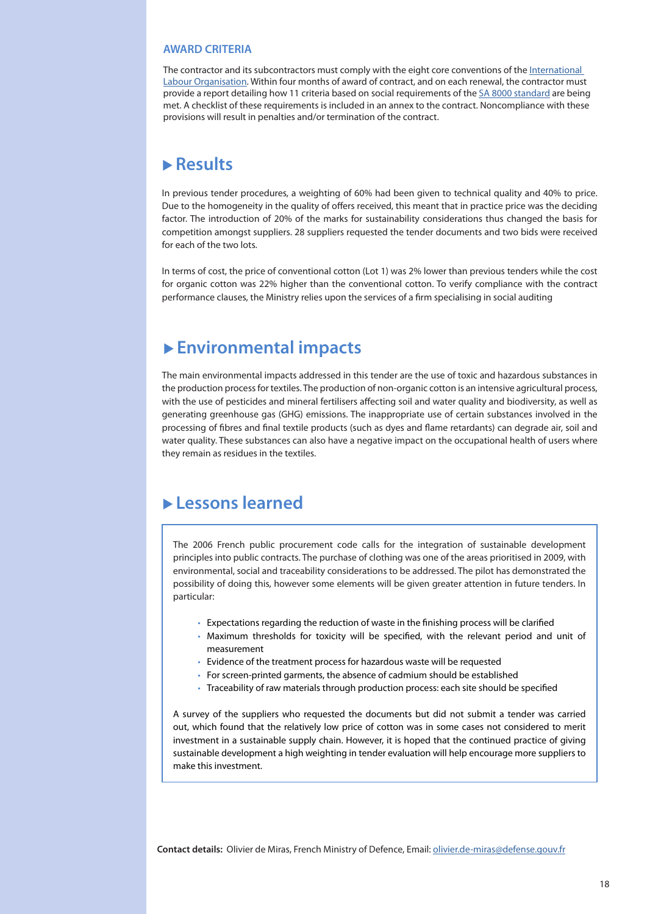### AWARD CRITERIA

The contractor and its subcontractors must comply with the eight core conventions of the International Labour Organisation. Within four months of award of contract, and on each renewal, the contractor must provide a report detailing how 11 criteria based on social requirements of the SA 8000 standard are being met. A checklist of these requirements is included in an annex to the contract. Noncompliance with these provisions will result in penalties and/or termination of the contract.

## ▶ Results

In previous tender procedures, a weighting of 60% had been given to technical quality and 40% to price. Due to the homogeneity in the quality of offers received, this meant that in practice price was the deciding factor. The introduction of 20% of the marks for sustainability considerations thus changed the basis for competition amongst suppliers. 28 suppliers requested the tender documents and two bids were received for each of the two lots.

In terms of cost, the price of conventional cotton (Lot 1) was 2% lower than previous tenders while the cost for organic cotton was 22% higher than the conventional cotton. To verify compliance with the contract performance clauses, the Ministry relies upon the services of a firm specialising in social auditing

## ▶ Environmental impacts

The main environmental impacts addressed in this tender are the use of toxic and hazardous substances in the production process for textiles. The production of non-organic cotton is an intensive agricultural process, with the use of pesticides and mineral fertilisers affecting soil and water quality and biodiversity, as well as generating greenhouse gas (GHG) emissions. The inappropriate use of certain substances involved in the processing of fibres and final textile products (such as dyes and flame retardants) can degrade air, soil and water quality. These substances can also have a negative impact on the occupational health of users where they remain as residues in the textiles.

## ▶ Lessons learned

The 2006 French public procurement code calls for the integration of sustainable development principles into public contracts. The purchase of clothing was one of the areas prioritised in 2009, with environmental, social and traceability considerations to be addressed. The pilot has demonstrated the possibility of doing this, however some elements will be given greater attention in future tenders. In particular:

- Expectations regarding the reduction of waste in the finishing process will be clarified
- Maximum thresholds for toxicity will be specified, with the relevant period and unit of measurement
- Evidence of the treatment process for hazardous waste will be requested
- For screen-printed garments, the absence of cadmium should be established
- Traceability of raw materials through production process: each site should be specified

A survey of the suppliers who requested the documents but did not submit a tender was carried out, which found that the relatively low price of cotton was in some cases not considered to merit investment in a sustainable supply chain. However, it is hoped that the continued practice of giving sustainable development a high weighting in tender evaluation will help encourage more suppliers to make this investment.

**Contact details:** Olivier de Miras, French Ministry of Defence, Email: olivier.de-miras@defense.gouv.fr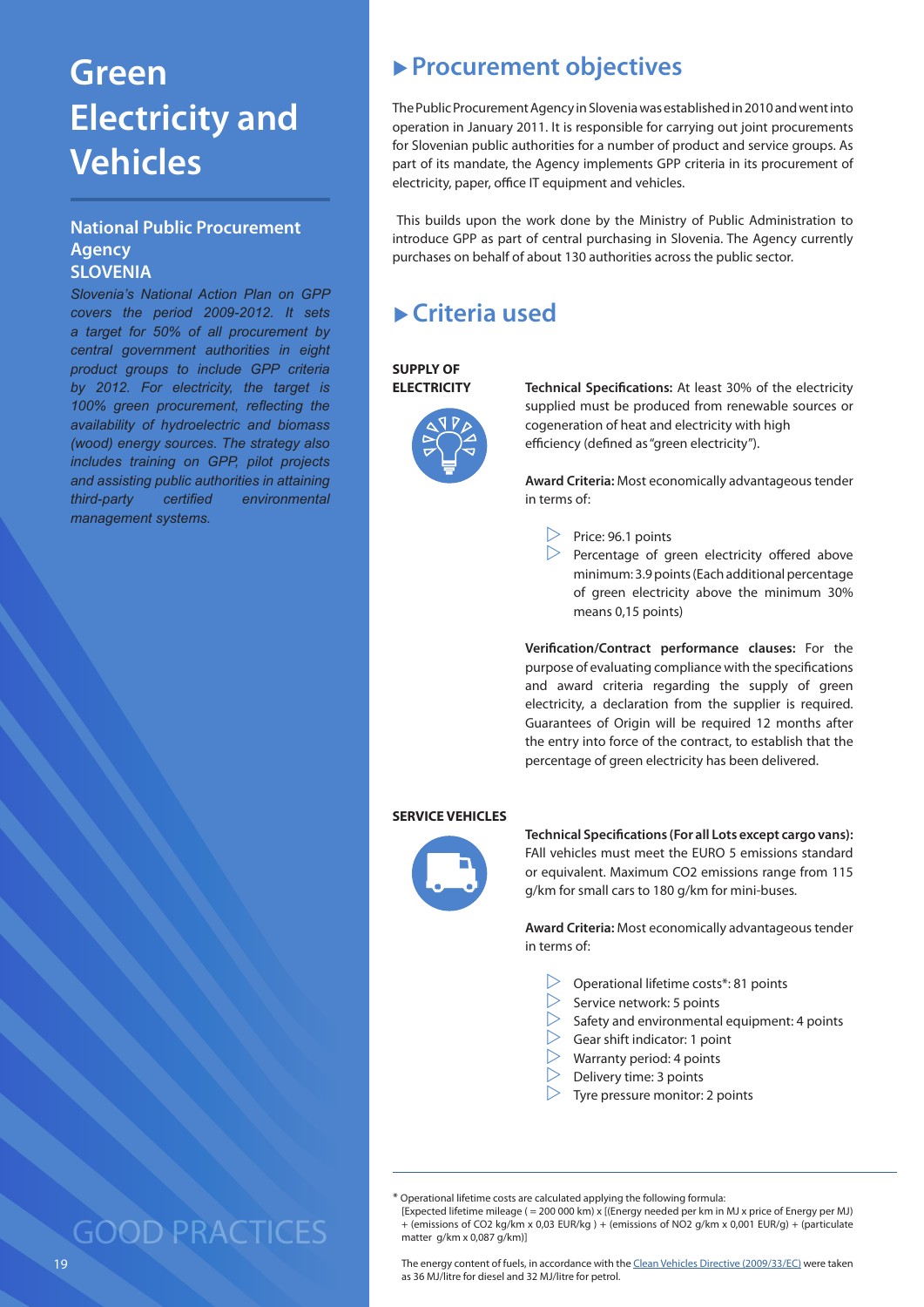# Green Electricity and Vehicles

### National Public Procurement Agency
### SLOVENIA

*Slovenia's National Action Plan on GPP covers the period 2009-2012. It sets a target for 50% of all procurement by central government authorities in eight product groups to include GPP criteria by 2012. For electricity, the target is 100% green procurement, reflecting the availability of hydroelectric and biomass (wood) energy sources. The strategy also includes training on GPP, pilot projects and assisting public authorities in attaining third-party certified environmental management systems.*

GOOD PRACTICES

## ▶ Procurement objectives

The Public Procurement Agency in Slovenia was established in 2010 and went into operation in January 2011. It is responsible for carrying out joint procurements for Slovenian public authorities for a number of product and service groups. As part of its mandate, the Agency implements GPP criteria in its procurement of electricity, paper, office IT equipment and vehicles.

This builds upon the work done by the Ministry of Public Administration to introduce GPP as part of central purchasing in Slovenia. The Agency currently purchases on behalf of about 130 authorities across the public sector.

## ▶ Criteria used

### SUPPLY OF ELECTRICITY

**Technical Specifications:** At least 30% of the electricity supplied must be produced from renewable sources or cogeneration of heat and electricity with high efficiency (defined as "green electricity").

**Award Criteria:** Most economically advantageous tender in terms of:

- Price: 96.1 points
- Percentage of green electricity offered above minimum: 3.9 points (Each additional percentage of green electricity above the minimum 30% means 0,15 points)

**Verification/Contract performance clauses:** For the purpose of evaluating compliance with the specifications and award criteria regarding the supply of green electricity, a declaration from the supplier is required. Guarantees of Origin will be required 12 months after the entry into force of the contract, to establish that the percentage of green electricity has been delivered.

### SERVICE VEHICLES

**Technical Specifications (For all Lots except cargo vans):** FAll vehicles must meet the EURO 5 emissions standard or equivalent. Maximum CO2 emissions range from 115 g/km for small cars to 180 g/km for mini-buses.

**Award Criteria:** Most economically advantageous tender in terms of:

- Operational lifetime costs*: 81 points
- Service network: 5 points
- Safety and environmental equipment: 4 points
- Gear shift indicator: 1 point
- Warranty period: 4 points
- Delivery time: 3 points
- Tyre pressure monitor: 2 points

---

\* Operational lifetime costs are calculated applying the following formula:
[Expected lifetime mileage ( = 200 000 km) x [(Energy needed per km in MJ x price of Energy per MJ) + (emissions of CO2 kg/km x 0,03 EUR/kg ) + (emissions of NO2 g/km x 0,001 EUR/g) + (particulate matter g/km x 0,087 g/km)]

The energy content of fuels, in accordance with the Clean Vehicles Directive (2009/33/EC) were taken as 36 MJ/litre for diesel and 32 MJ/litre for petrol.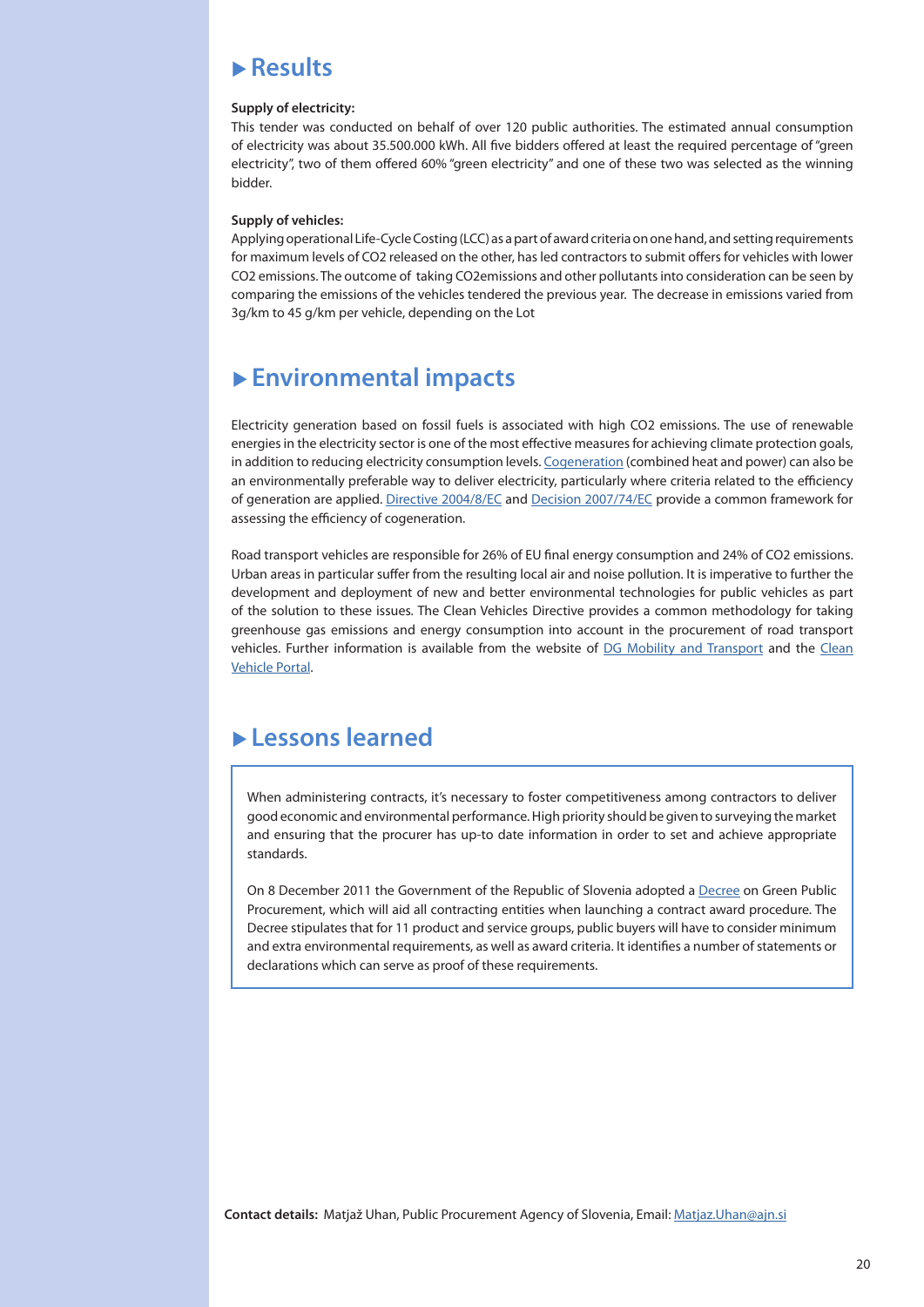## ▶ Results

**Supply of electricity:**

This tender was conducted on behalf of over 120 public authorities. The estimated annual consumption of electricity was about 35.500.000 kWh. All five bidders offered at least the required percentage of "green electricity", two of them offered 60% "green electricity" and one of these two was selected as the winning bidder.

**Supply of vehicles:**

Applying operational Life-Cycle Costing (LCC) as a part of award criteria on one hand, and setting requirements for maximum levels of CO2 released on the other, has led contractors to submit offers for vehicles with lower CO2 emissions. The outcome of taking CO2emissions and other pollutants into consideration can be seen by comparing the emissions of the vehicles tendered the previous year. The decrease in emissions varied from 3g/km to 45 g/km per vehicle, depending on the Lot

## ▶ Environmental impacts

Electricity generation based on fossil fuels is associated with high CO2 emissions. The use of renewable energies in the electricity sector is one of the most effective measures for achieving climate protection goals, in addition to reducing electricity consumption levels. Cogeneration (combined heat and power) can also be an environmentally preferable way to deliver electricity, particularly where criteria related to the efficiency of generation are applied. Directive 2004/8/EC and Decision 2007/74/EC provide a common framework for assessing the efficiency of cogeneration.

Road transport vehicles are responsible for 26% of EU final energy consumption and 24% of CO2 emissions. Urban areas in particular suffer from the resulting local air and noise pollution. It is imperative to further the development and deployment of new and better environmental technologies for public vehicles as part of the solution to these issues. The Clean Vehicles Directive provides a common methodology for taking greenhouse gas emissions and energy consumption into account in the procurement of road transport vehicles. Further information is available from the website of DG Mobility and Transport and the Clean Vehicle Portal.

## ▶ Lessons learned

When administering contracts, it's necessary to foster competitiveness among contractors to deliver good economic and environmental performance. High priority should be given to surveying the market and ensuring that the procurer has up-to date information in order to set and achieve appropriate standards.

On 8 December 2011 the Government of the Republic of Slovenia adopted a Decree on Green Public Procurement, which will aid all contracting entities when launching a contract award procedure. The Decree stipulates that for 11 product and service groups, public buyers will have to consider minimum and extra environmental requirements, as well as award criteria. It identifies a number of statements or declarations which can serve as proof of these requirements.

**Contact details:** Matjaž Uhan, Public Procurement Agency of Slovenia, Email: Matjaz.Uhan@ajn.si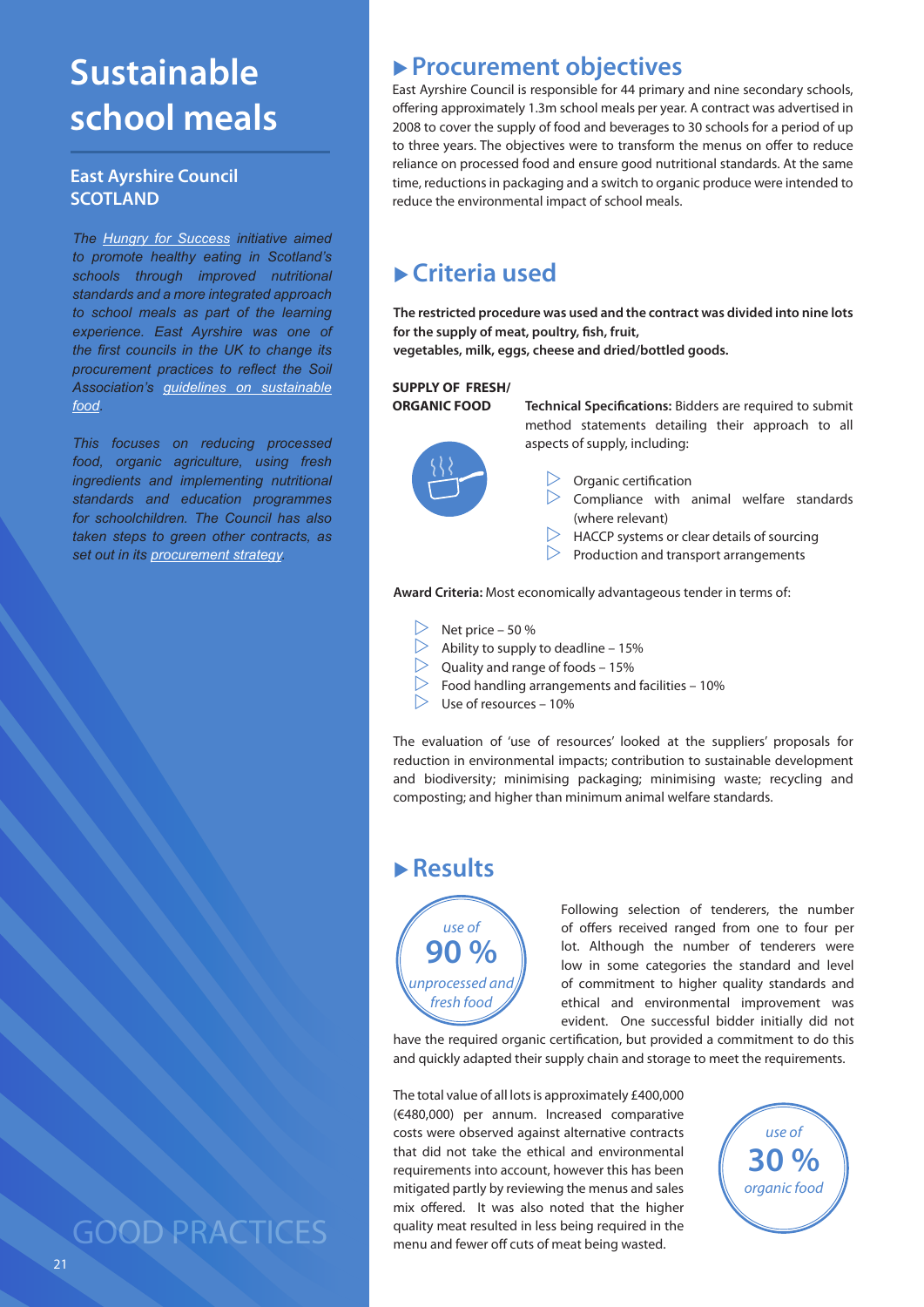# Sustainable school meals

## East Ayrshire Council SCOTLAND

*The Hungry for Success initiative aimed to promote healthy eating in Scotland's schools through improved nutritional standards and a more integrated approach to school meals as part of the learning experience. East Ayrshire was one of the first councils in the UK to change its procurement practices to reflect the Soil Association's guidelines on sustainable food.*

*This focuses on reducing processed food, organic agriculture, using fresh ingredients and implementing nutritional standards and education programmes for schoolchildren. The Council has also taken steps to green other contracts, as set out in its procurement strategy.*

GOOD PRACTICES

## ▶ Procurement objectives

East Ayrshire Council is responsible for 44 primary and nine secondary schools, offering approximately 1.3m school meals per year. A contract was advertised in 2008 to cover the supply of food and beverages to 30 schools for a period of up to three years. The objectives were to transform the menus on offer to reduce reliance on processed food and ensure good nutritional standards. At the same time, reductions in packaging and a switch to organic produce were intended to reduce the environmental impact of school meals.

## ▶ Criteria used

**The restricted procedure was used and the contract was divided into nine lots for the supply of meat, poultry, fish, fruit, vegetables, milk, eggs, cheese and dried/bottled goods.**

**SUPPLY OF FRESH/ ORGANIC FOOD**

**Technical Specifications:** Bidders are required to submit method statements detailing their approach to all aspects of supply, including:

- Organic certification
- Compliance with animal welfare standards (where relevant)
- HACCP systems or clear details of sourcing
- Production and transport arrangements

**Award Criteria:** Most economically advantageous tender in terms of:

- Net price – 50 %
- Ability to supply to deadline – 15%
- Quality and range of foods – 15%
- Food handling arrangements and facilities – 10%
- Use of resources – 10%

The evaluation of 'use of resources' looked at the suppliers' proposals for reduction in environmental impacts; contribution to sustainable development and biodiversity; minimising packaging; minimising waste; recycling and composting; and higher than minimum animal welfare standards.

## ▶ Results

*use of* **90 %** *unprocessed and fresh food*

Following selection of tenderers, the number of offers received ranged from one to four per lot. Although the number of tenderers were low in some categories the standard and level of commitment to higher quality standards and ethical and environmental improvement was evident. One successful bidder initially did not have the required organic certification, but provided a commitment to do this and quickly adapted their supply chain and storage to meet the requirements.

The total value of all lots is approximately £400,000 (€480,000) per annum. Increased comparative costs were observed against alternative contracts that did not take the ethical and environmental requirements into account, however this has been mitigated partly by reviewing the menus and sales mix offered. It was also noted that the higher quality meat resulted in less being required in the menu and fewer off cuts of meat being wasted.

*use of* **30 %** *organic food*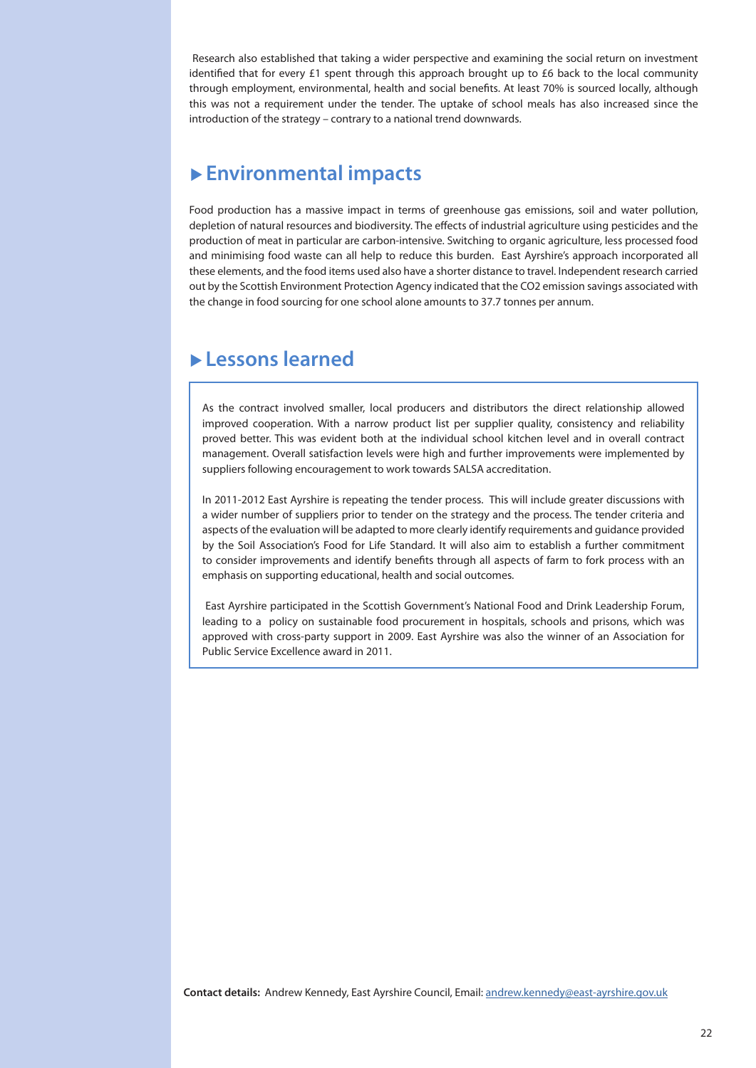Research also established that taking a wider perspective and examining the social return on investment identified that for every £1 spent through this approach brought up to £6 back to the local community through employment, environmental, health and social benefits. At least 70% is sourced locally, although this was not a requirement under the tender. The uptake of school meals has also increased since the introduction of the strategy – contrary to a national trend downwards.

## ▶ Environmental impacts

Food production has a massive impact in terms of greenhouse gas emissions, soil and water pollution, depletion of natural resources and biodiversity. The effects of industrial agriculture using pesticides and the production of meat in particular are carbon-intensive. Switching to organic agriculture, less processed food and minimising food waste can all help to reduce this burden. East Ayrshire's approach incorporated all these elements, and the food items used also have a shorter distance to travel. Independent research carried out by the Scottish Environment Protection Agency indicated that the $CO_2$ emission savings associated with the change in food sourcing for one school alone amounts to 37.7 tonnes per annum.

## ▶ Lessons learned

As the contract involved smaller, local producers and distributors the direct relationship allowed improved cooperation. With a narrow product list per supplier quality, consistency and reliability proved better. This was evident both at the individual school kitchen level and in overall contract management. Overall satisfaction levels were high and further improvements were implemented by suppliers following encouragement to work towards SALSA accreditation.

In 2011-2012 East Ayrshire is repeating the tender process. This will include greater discussions with a wider number of suppliers prior to tender on the strategy and the process. The tender criteria and aspects of the evaluation will be adapted to more clearly identify requirements and guidance provided by the Soil Association's Food for Life Standard. It will also aim to establish a further commitment to consider improvements and identify benefits through all aspects of farm to fork process with an emphasis on supporting educational, health and social outcomes.

East Ayrshire participated in the Scottish Government's National Food and Drink Leadership Forum, leading to a policy on sustainable food procurement in hospitals, schools and prisons, which was approved with cross-party support in 2009. East Ayrshire was also the winner of an Association for Public Service Excellence award in 2011.

**Contact details:** Andrew Kennedy, East Ayrshire Council, Email: andrew.kennedy@east-ayrshire.gov.uk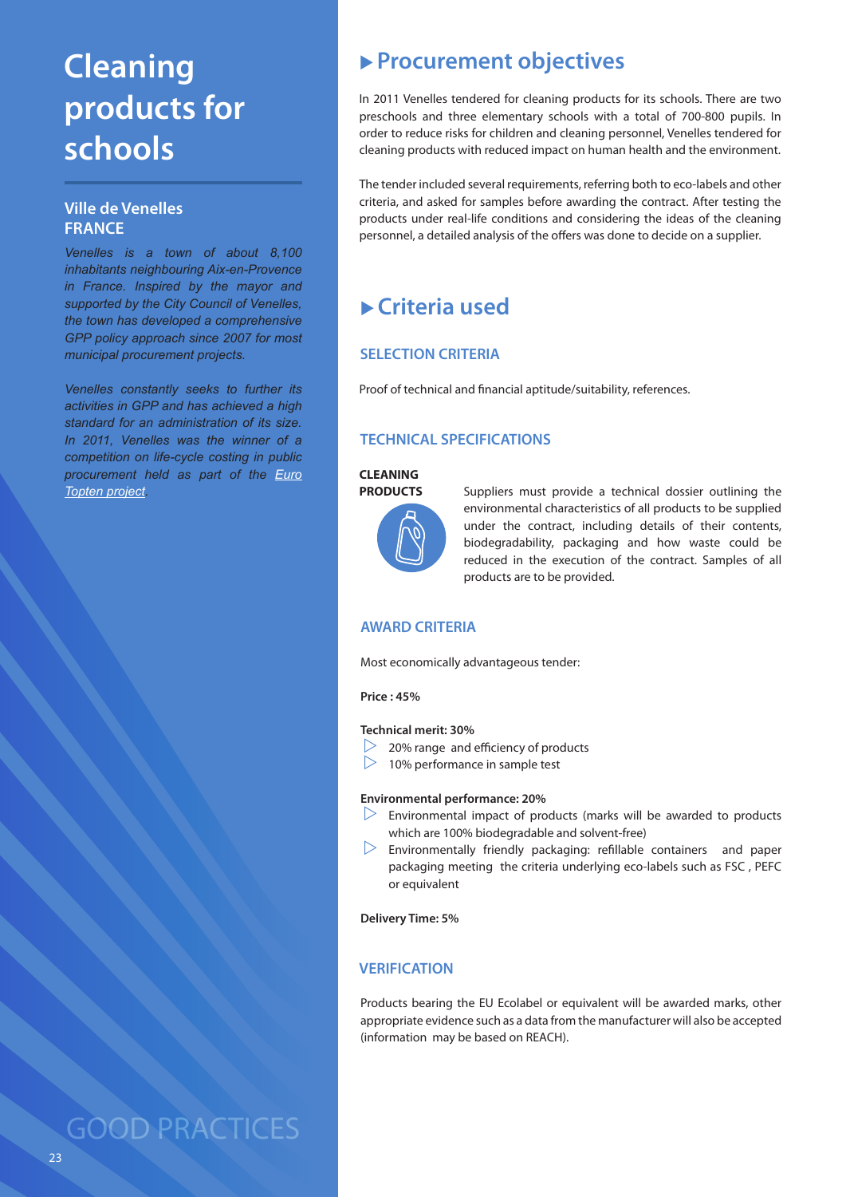# Cleaning products for schools

## Ville de Venelles
## FRANCE

*Venelles is a town of about 8,100 inhabitants neighbouring Aix-en-Provence in France. Inspired by the mayor and supported by the City Council of Venelles, the town has developed a comprehensive GPP policy approach since 2007 for most municipal procurement projects.*

*Venelles constantly seeks to further its activities in GPP and has achieved a high standard for an administration of its size. In 2011, Venelles was the winner of a competition on life-cycle costing in public procurement held as part of the Euro Topten project.*

## ▸ Procurement objectives

In 2011 Venelles tendered for cleaning products for its schools. There are two preschools and three elementary schools with a total of 700-800 pupils. In order to reduce risks for children and cleaning personnel, Venelles tendered for cleaning products with reduced impact on human health and the environment.

The tender included several requirements, referring both to eco-labels and other criteria, and asked for samples before awarding the contract. After testing the products under real-life conditions and considering the ideas of the cleaning personnel, a detailed analysis of the offers was done to decide on a supplier.

## ▸ Criteria used

### SELECTION CRITERIA

Proof of technical and financial aptitude/suitability, references.

### TECHNICAL SPECIFICATIONS

**CLEANING PRODUCTS**

Suppliers must provide a technical dossier outlining the environmental characteristics of all products to be supplied under the contract, including details of their contents, biodegradability, packaging and how waste could be reduced in the execution of the contract. Samples of all products are to be provided.

### AWARD CRITERIA

Most economically advantageous tender:

**Price : 45%**

**Technical merit: 30%**

- 20% range and efficiency of products
- 10% performance in sample test

**Environmental performance: 20%**

- Environmental impact of products (marks will be awarded to products which are 100% biodegradable and solvent-free)
- Environmentally friendly packaging: refillable containers and paper packaging meeting the criteria underlying eco-labels such as FSC , PEFC or equivalent

**Delivery Time: 5%**

### VERIFICATION

Products bearing the EU Ecolabel or equivalent will be awarded marks, other appropriate evidence such as a data from the manufacturer will also be accepted (information may be based on REACH).

GOOD PRACTICES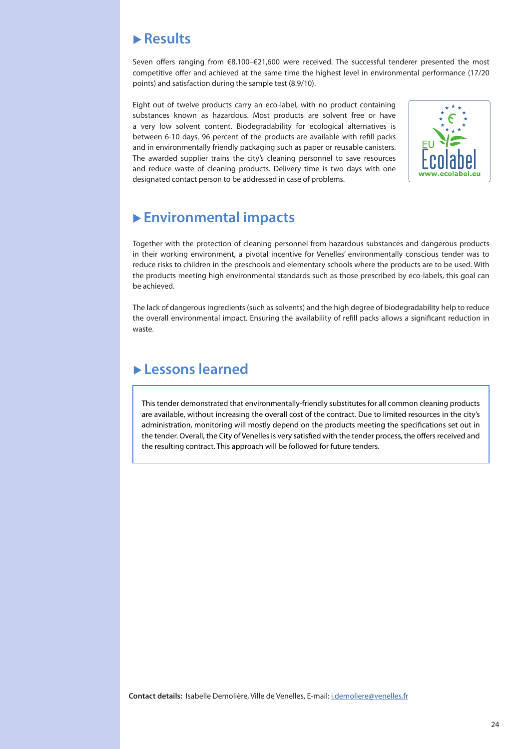## ▶ Results

Seven offers ranging from €8,100–€21,600 were received. The successful tenderer presented the most competitive offer and achieved at the same time the highest level in environmental performance (17/20 points) and satisfaction during the sample test (8.9/10).

Eight out of twelve products carry an eco-label, with no product containing substances known as hazardous. Most products are solvent free or have a very low solvent content. Biodegradability for ecological alternatives is between 6-10 days. 96 percent of the products are available with refill packs and in environmentally friendly packaging such as paper or reusable canisters. The awarded supplier trains the city's cleaning personnel to save resources and reduce waste of cleaning products. Delivery time is two days with one designated contact person to be addressed in case of problems.

## ▶ Environmental impacts

Together with the protection of cleaning personnel from hazardous substances and dangerous products in their working environment, a pivotal incentive for Venelles' environmentally conscious tender was to reduce risks to children in the preschools and elementary schools where the products are to be used. With the products meeting high environmental standards such as those prescribed by eco-labels, this goal can be achieved.

The lack of dangerous ingredients (such as solvents) and the high degree of biodegradability help to reduce the overall environmental impact. Ensuring the availability of refill packs allows a significant reduction in waste.

## ▶ Lessons learned

This tender demonstrated that environmentally-friendly substitutes for all common cleaning products are available, without increasing the overall cost of the contract. Due to limited resources in the city's administration, monitoring will mostly depend on the products meeting the specifications set out in the tender. Overall, the City of Venelles is very satisfied with the tender process, the offers received and the resulting contract. This approach will be followed for future tenders.

**Contact details:** Isabelle Demolière, Ville de Venelles, E-mail: i.demoliere@venelles.fr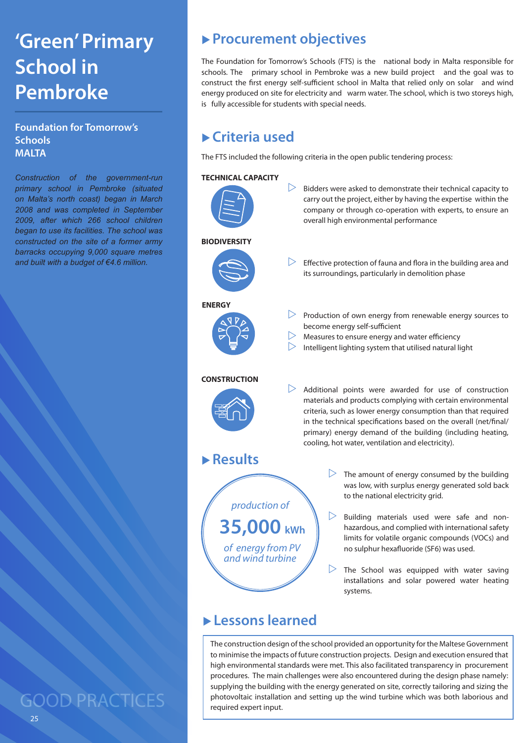# 'Green' Primary School in Pembroke

## Foundation for Tomorrow's Schools MALTA

*Construction of the government-run primary school in Pembroke (situated on Malta's north coast) began in March 2008 and was completed in September 2009, after which 266 school children began to use its facilities. The school was constructed on the site of a former army barracks occupying 9,000 square metres and built with a budget of €4.6 million.*

## Procurement objectives

The Foundation for Tomorrow's Schools (FTS) is the national body in Malta responsible for schools. The primary school in Pembroke was a new build project and the goal was to construct the first energy self-sufficient school in Malta that relied only on solar and wind energy produced on site for electricity and warm water. The school, which is two storeys high, is fully accessible for students with special needs.

## Criteria used

The FTS included the following criteria in the open public tendering process:

**TECHNICAL CAPACITY**

- Bidders were asked to demonstrate their technical capacity to carry out the project, either by having the expertise within the company or through co-operation with experts, to ensure an overall high environmental performance

**BIODIVERSITY**

- Effective protection of fauna and flora in the building area and its surroundings, particularly in demolition phase

**ENERGY**

- Production of own energy from renewable energy sources to become energy self-sufficient
- Measures to ensure energy and water efficiency
- Intelligent lighting system that utilised natural light

**CONSTRUCTION**

- Additional points were awarded for use of construction materials and products complying with certain environmental criteria, such as lower energy consumption than that required in the technical specifications based on the overall (net/final/primary) energy demand of the building (including heating, cooling, hot water, ventilation and electricity).

## Results

*production of* **35,000 kWh** *of energy from PV and wind turbine*

- The amount of energy consumed by the building was low, with surplus energy generated sold back to the national electricity grid.
- Building materials used were safe and non-hazardous, and complied with international safety limits for volatile organic compounds (VOCs) and no sulphur hexafluoride (SF6) was used.
- The School was equipped with water saving installations and solar powered water heating systems.

## Lessons learned

The construction design of the school provided an opportunity for the Maltese Government to minimise the impacts of future construction projects. Design and execution ensured that high environmental standards were met. This also facilitated transparency in procurement procedures. The main challenges were also encountered during the design phase namely: supplying the building with the energy generated on site, correctly tailoring and sizing the photovoltaic installation and setting up the wind turbine which was both laborious and required expert input.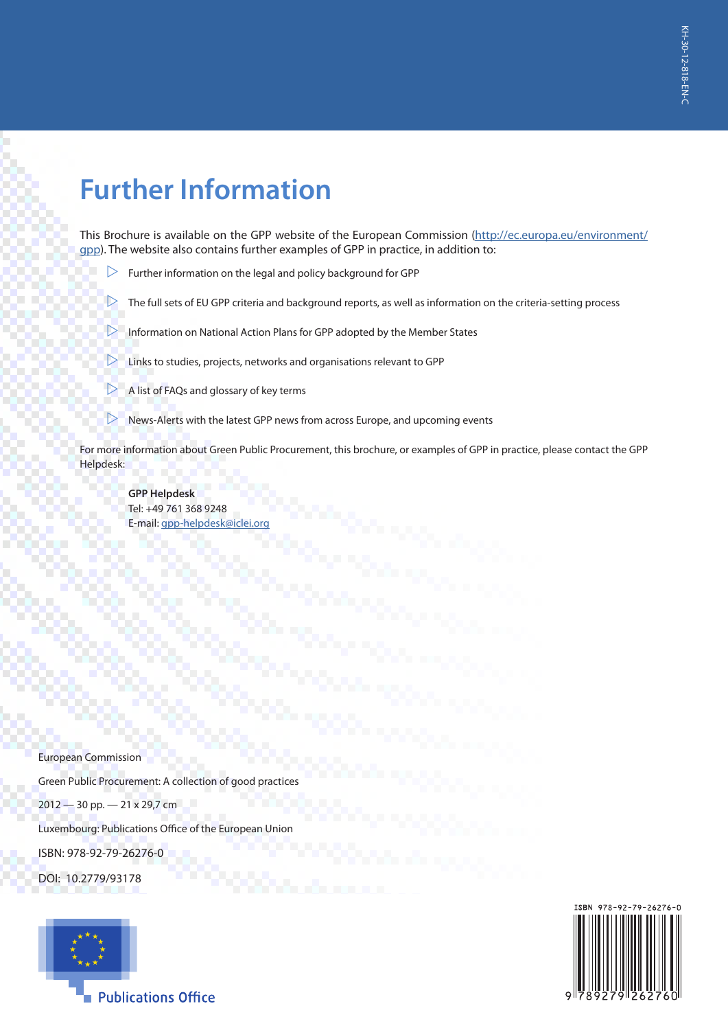KH-30-12-818-EN-C

# Further Information

This Brochure is available on the GPP website of the European Commission (http://ec.europa.eu/environment/gpp). The website also contains further examples of GPP in practice, in addition to:

- Further information on the legal and policy background for GPP
- The full sets of EU GPP criteria and background reports, as well as information on the criteria-setting process
- Information on National Action Plans for GPP adopted by the Member States
- Links to studies, projects, networks and organisations relevant to GPP
- A list of FAQs and glossary of key terms
- News-Alerts with the latest GPP news from across Europe, and upcoming events

For more information about Green Public Procurement, this brochure, or examples of GPP in practice, please contact the GPP Helpdesk:

**GPP Helpdesk**
Tel: +49 761 368 9248
E-mail: gpp-helpdesk@iclei.org

European Commission

Green Public Procurement: A collection of good practices

2012 — 30 pp. — 21 x 29,7 cm

Luxembourg: Publications Office of the European Union

ISBN: 978-92-79-26276-0

DOI: 10.2779/93178

Publications Office

ISBN 978-92-79-26276-0

9 789279 262760